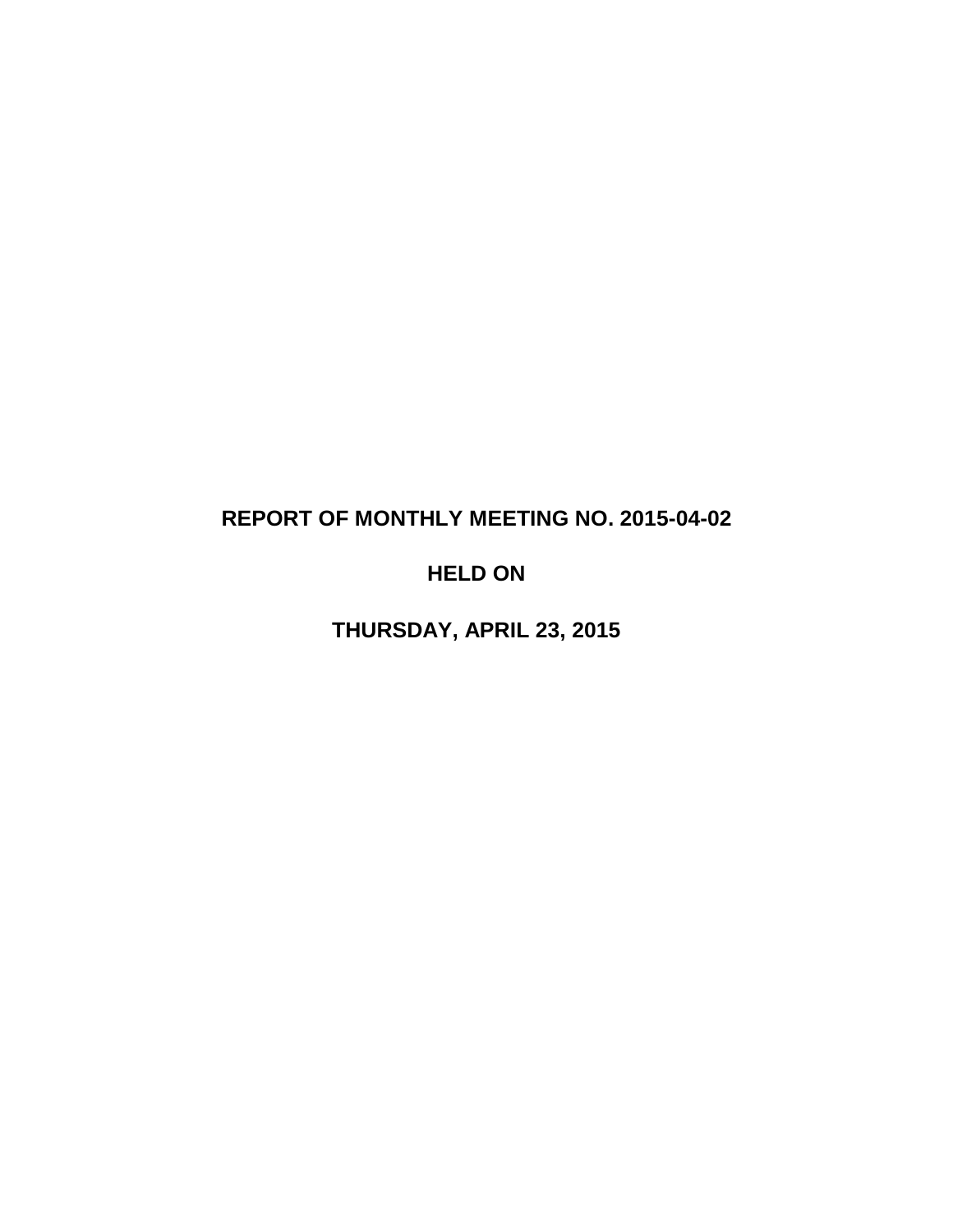# REPORT OF MONTHLY MEETING NO. 2015-04-02

# HELD ON

# THURSDAY, APRIL 23, 2015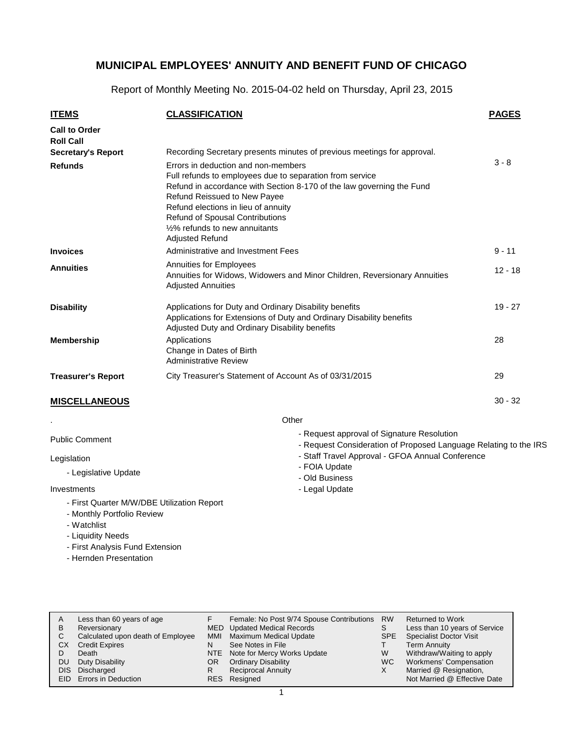# MUNICIPAL EMPLOYEES' ANNUITY AND BENEFIT FUND OF CHICAGO

Report of Monthly Meeting No. 2015-04-02 held on Thursday, April 23, 2015

| ITEMS | CLASSIFICATION | PAGES |
|---|---|---|
| **Call to Order** | | |
| **Roll Call** | | |
| **Secretary's Report** | Recording Secretary presents minutes of previous meetings for approval. | |
| **Refunds** | Errors in deduction and non-members<br>Full refunds to employees due to separation from service<br>Refund in accordance with Section 8-170 of the law governing the Fund<br>Refund Reissued to New Payee<br>Refund elections in lieu of annuity<br>Refund of Spousal Contributions<br>½% refunds to new annuitants<br>Adjusted Refund | 3 - 8 |
| **Invoices** | Administrative and Investment Fees | 9 - 11 |
| **Annuities** | Annuities for Employees<br>Annuities for Widows, Widowers and Minor Children, Reversionary Annuities<br>Adjusted Annuities | 12 - 18 |
| **Disability** | Applications for Duty and Ordinary Disability benefits<br>Applications for Extensions of Duty and Ordinary Disability benefits<br>Adjusted Duty and Ordinary Disability benefits | 19 - 27 |
| **Membership** | Applications<br>Change in Dates of Birth<br>Administrative Review | 28 |
| **Treasurer's Report** | City Treasurer's Statement of Account As of 03/31/2015 | 29 |

## MISCELLANEOUS

30 - 32

Public Comment

Legislation

- Legislative Update

Investments

- First Quarter M/W/DBE Utilization Report
- Monthly Portfolio Review
- Watchlist
- Liquidity Needs
- First Analysis Fund Extension
- Hernden Presentation

Other

- Request approval of Signature Resolution
- Request Consideration of Proposed Language Relating to the IRS
- Staff Travel Approval - GFOA Annual Conference
- FOIA Update
- Old Business
- Legal Update

| | | | | | |
|---|---|---|---|---|---|
| A | Less than 60 years of age | F | Female: No Post 9/74 Spouse Contributions | RW | Returned to Work |
| B | Reversionary | MED | Updated Medical Records | S | Less than 10 years of Service |
| C | Calculated upon death of Employee | MMI | Maximum Medical Update | SPE | Specialist Doctor Visit |
| CX | Credit Expires | N | See Notes in File | T | Term Annuity |
| D | Death | NTE | Note for Mercy Works Update | W | Withdraw/Waiting to apply |
| DU | Duty Disability | OR | Ordinary Disability | WC | Workmens' Compensation |
| DIS | Discharged | R | Reciprocal Annuity | X | Married @ Resignation, Not Married @ Effective Date |
| EID | Errors in Deduction | RES | Resigned | | |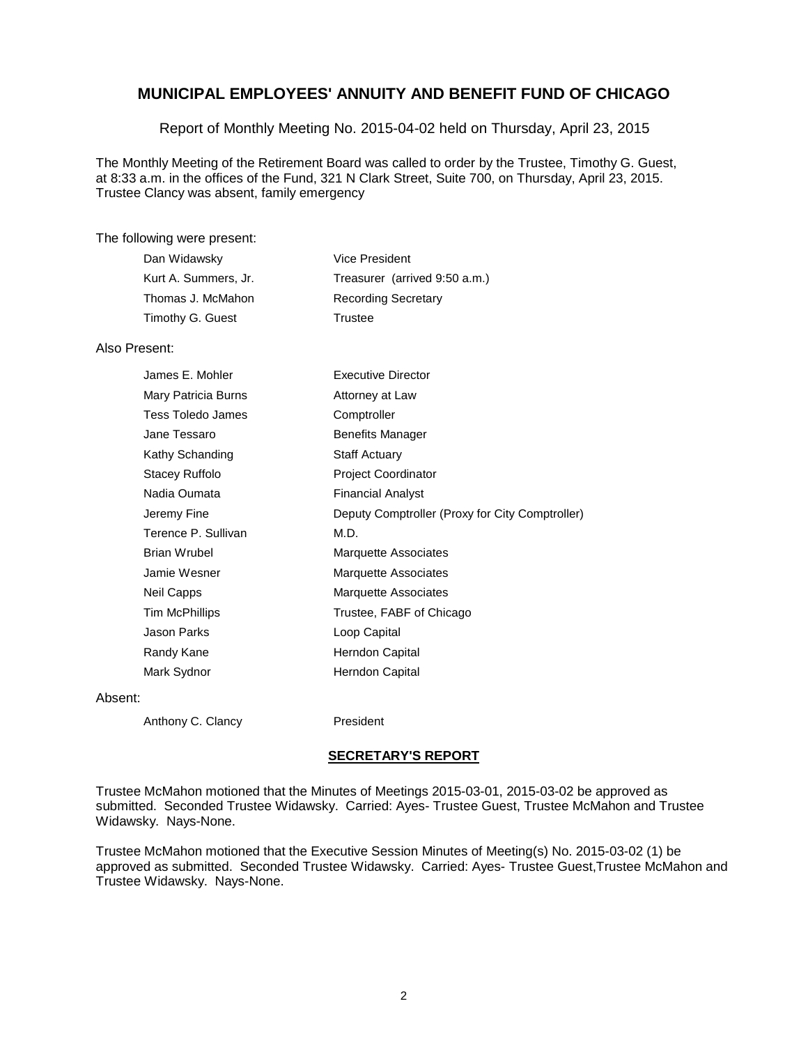# MUNICIPAL EMPLOYEES' ANNUITY AND BENEFIT FUND OF CHICAGO

Report of Monthly Meeting No. 2015-04-02 held on Thursday, April 23, 2015

The Monthly Meeting of the Retirement Board was called to order by the Trustee, Timothy G. Guest, at 8:33 a.m. in the offices of the Fund, 321 N Clark Street, Suite 700, on Thursday, April 23, 2015. Trustee Clancy was absent, family emergency

The following were present:

| | |
|---|---|
| Dan Widawsky | Vice President |
| Kurt A. Summers, Jr. | Treasurer (arrived 9:50 a.m.) |
| Thomas J. McMahon | Recording Secretary |
| Timothy G. Guest | Trustee |

Also Present:

| | |
|---|---|
| James E. Mohler | Executive Director |
| Mary Patricia Burns | Attorney at Law |
| Tess Toledo James | Comptroller |
| Jane Tessaro | Benefits Manager |
| Kathy Schanding | Staff Actuary |
| Stacey Ruffolo | Project Coordinator |
| Nadia Oumata | Financial Analyst |
| Jeremy Fine | Deputy Comptroller (Proxy for City Comptroller) |
| Terence P. Sullivan | M.D. |
| Brian Wrubel | Marquette Associates |
| Jamie Wesner | Marquette Associates |
| Neil Capps | Marquette Associates |
| Tim McPhillips | Trustee, FABF of Chicago |
| Jason Parks | Loop Capital |
| Randy Kane | Herndon Capital |
| Mark Sydnor | Herndon Capital |

Absent:

| | |
|---|---|
| Anthony C. Clancy | President |

## SECRETARY'S REPORT

Trustee McMahon motioned that the Minutes of Meetings 2015-03-01, 2015-03-02 be approved as submitted. Seconded Trustee Widawsky. Carried: Ayes- Trustee Guest, Trustee McMahon and Trustee Widawsky. Nays-None.

Trustee McMahon motioned that the Executive Session Minutes of Meeting(s) No. 2015-03-02 (1) be approved as submitted. Seconded Trustee Widawsky. Carried: Ayes- Trustee Guest,Trustee McMahon and Trustee Widawsky. Nays-None.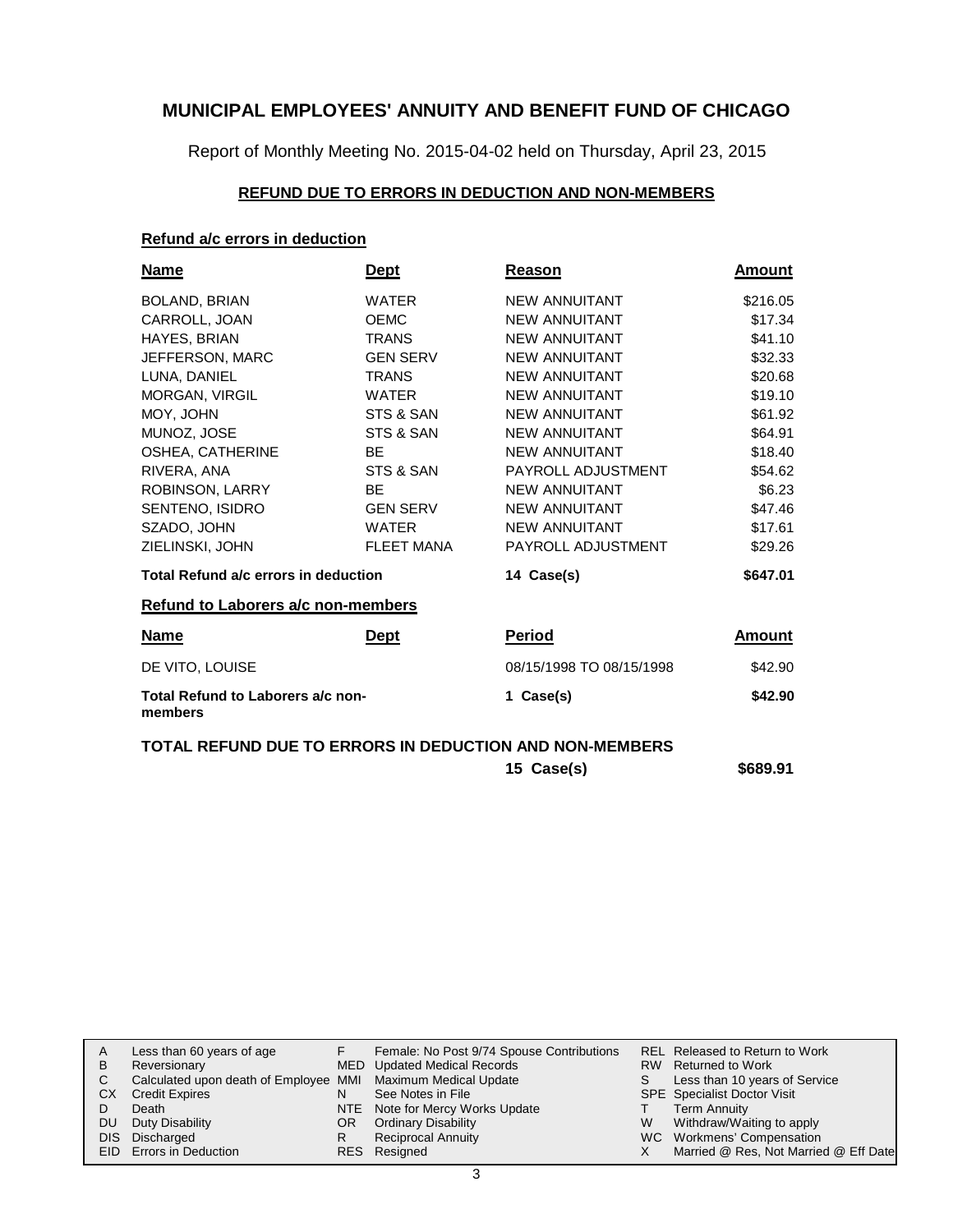# MUNICIPAL EMPLOYEES' ANNUITY AND BENEFIT FUND OF CHICAGO

Report of Monthly Meeting No. 2015-04-02 held on Thursday, April 23, 2015

## REFUND DUE TO ERRORS IN DEDUCTION AND NON-MEMBERS

### Refund a/c errors in deduction

| Name | Dept | Reason | Amount |
|---|---|---|---|
| BOLAND, BRIAN | WATER | NEW ANNUITANT | $216.05 |
| CARROLL, JOAN | OEMC | NEW ANNUITANT | $17.34 |
| HAYES, BRIAN | TRANS | NEW ANNUITANT | $41.10 |
| JEFFERSON, MARC | GEN SERV | NEW ANNUITANT | $32.33 |
| LUNA, DANIEL | TRANS | NEW ANNUITANT | $20.68 |
| MORGAN, VIRGIL | WATER | NEW ANNUITANT | $19.10 |
| MOY, JOHN | STS & SAN | NEW ANNUITANT | $61.92 |
| MUNOZ, JOSE | STS & SAN | NEW ANNUITANT | $64.91 |
| OSHEA, CATHERINE | BE | NEW ANNUITANT | $18.40 |
| RIVERA, ANA | STS & SAN | PAYROLL ADJUSTMENT | $54.62 |
| ROBINSON, LARRY | BE | NEW ANNUITANT | $6.23 |
| SENTENO, ISIDRO | GEN SERV | NEW ANNUITANT | $47.46 |
| SZADO, JOHN | WATER | NEW ANNUITANT | $17.61 |
| ZIELINSKI, JOHN | FLEET MANA | PAYROLL ADJUSTMENT | $29.26 |
| **Total Refund a/c errors in deduction** | | **14 Case(s)** | **$647.01** |

### Refund to Laborers a/c non-members

| Name | Dept | Period | Amount |
|---|---|---|---|
| DE VITO, LOUISE | | 08/15/1998 TO 08/15/1998 | $42.90 |
| **Total Refund to Laborers a/c non-members** | | **1 Case(s)** | **$42.90** |

**TOTAL REFUND DUE TO ERRORS IN DEDUCTION AND NON-MEMBERS**

**15 Case(s) $689.91**

| | | | | | |
|---|---|---|---|---|---|
| A | Less than 60 years of age | F | Female: No Post 9/74 Spouse Contributions | REL | Released to Return to Work |
| B | Reversionary | MED | Updated Medical Records | RW | Returned to Work |
| C | Calculated upon death of Employee | MMI | Maximum Medical Update | S | Less than 10 years of Service |
| CX | Credit Expires | N | See Notes in File | SPE | Specialist Doctor Visit |
| D | Death | NTE | Note for Mercy Works Update | T | Term Annuity |
| DU | Duty Disability | OR | Ordinary Disability | W | Withdraw/Waiting to apply |
| DIS | Discharged | R | Reciprocal Annuity | WC | Workmens' Compensation |
| EID | Errors in Deduction | RES | Resigned | X | Married @ Res, Not Married @ Eff Date |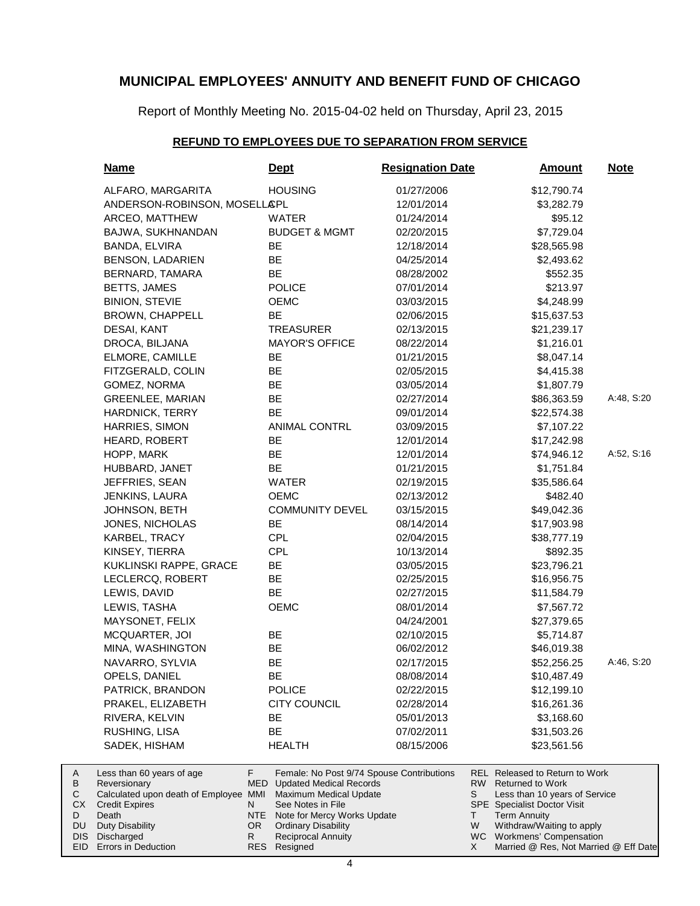# MUNICIPAL EMPLOYEES' ANNUITY AND BENEFIT FUND OF CHICAGO

Report of Monthly Meeting No. 2015-04-02 held on Thursday, April 23, 2015

## REFUND TO EMPLOYEES DUE TO SEPARATION FROM SERVICE

| Name | Dept | Resignation Date | Amount | Note |
|---|---|---|---|---|
| ALFARO, MARGARITA | HOUSING | 01/27/2006 | $12,790.74 | |
| ANDERSON-ROBINSON, MOSELLA | CPL | 12/01/2014 | $3,282.79 | |
| ARCEO, MATTHEW | WATER | 01/24/2014 | $95.12 | |
| BAJWA, SUKHNANDAN | BUDGET & MGMT | 02/20/2015 | $7,729.04 | |
| BANDA, ELVIRA | BE | 12/18/2014 | $28,565.98 | |
| BENSON, LADARIEN | BE | 04/25/2014 | $2,493.62 | |
| BERNARD, TAMARA | BE | 08/28/2002 | $552.35 | |
| BETTS, JAMES | POLICE | 07/01/2014 | $213.97 | |
| BINION, STEVIE | OEMC | 03/03/2015 | $4,248.99 | |
| BROWN, CHAPPELL | BE | 02/06/2015 | $15,637.53 | |
| DESAI, KANT | TREASURER | 02/13/2015 | $21,239.17 | |
| DROCA, BILJANA | MAYOR'S OFFICE | 08/22/2014 | $1,216.01 | |
| ELMORE, CAMILLE | BE | 01/21/2015 | $8,047.14 | |
| FITZGERALD, COLIN | BE | 02/05/2015 | $4,415.38 | |
| GOMEZ, NORMA | BE | 03/05/2014 | $1,807.79 | |
| GREENLEE, MARIAN | BE | 02/27/2014 | $86,363.59 | A:48, S:20 |
| HARDNICK, TERRY | BE | 09/01/2014 | $22,574.38 | |
| HARRIES, SIMON | ANIMAL CONTRL | 03/09/2015 | $7,107.22 | |
| HEARD, ROBERT | BE | 12/01/2014 | $17,242.98 | |
| HOPP, MARK | BE | 12/01/2014 | $74,946.12 | A:52, S:16 |
| HUBBARD, JANET | BE | 01/21/2015 | $1,751.84 | |
| JEFFRIES, SEAN | WATER | 02/19/2015 | $35,586.64 | |
| JENKINS, LAURA | OEMC | 02/13/2012 | $482.40 | |
| JOHNSON, BETH | COMMUNITY DEVEL | 03/15/2015 | $49,042.36 | |
| JONES, NICHOLAS | BE | 08/14/2014 | $17,903.98 | |
| KARBEL, TRACY | CPL | 02/04/2015 | $38,777.19 | |
| KINSEY, TIERRA | CPL | 10/13/2014 | $892.35 | |
| KUKLINSKI RAPPE, GRACE | BE | 03/05/2015 | $23,796.21 | |
| LECLERCQ, ROBERT | BE | 02/25/2015 | $16,956.75 | |
| LEWIS, DAVID | BE | 02/27/2015 | $11,584.79 | |
| LEWIS, TASHA | OEMC | 08/01/2014 | $7,567.72 | |
| MAYSONET, FELIX | | 04/24/2001 | $27,379.65 | |
| MCQUARTER, JOI | BE | 02/10/2015 | $5,714.87 | |
| MINA, WASHINGTON | BE | 06/02/2012 | $46,019.38 | |
| NAVARRO, SYLVIA | BE | 02/17/2015 | $52,256.25 | A:46, S:20 |
| OPELS, DANIEL | BE | 08/08/2014 | $10,487.49 | |
| PATRICK, BRANDON | POLICE | 02/22/2015 | $12,199.10 | |
| PRAKEL, ELIZABETH | CITY COUNCIL | 02/28/2014 | $16,261.36 | |
| RIVERA, KELVIN | BE | 05/01/2013 | $3,168.60 | |
| RUSHING, LISA | BE | 07/02/2011 | $31,503.26 | |
| SADEK, HISHAM | HEALTH | 08/15/2006 | $23,561.56 | |

| | | | | | |
|---|---|---|---|---|---|
| A | Less than 60 years of age | F | Female: No Post 9/74 Spouse Contributions | REL | Released to Return to Work |
| B | Reversionary | MED | Updated Medical Records | RW | Returned to Work |
| C | Calculated upon death of Employee | MMI | Maximum Medical Update | S | Less than 10 years of Service |
| CX | Credit Expires | N | See Notes in File | SPE | Specialist Doctor Visit |
| D | Death | NTE | Note for Mercy Works Update | T | Term Annuity |
| DU | Duty Disability | OR | Ordinary Disability | W | Withdraw/Waiting to apply |
| DIS | Discharged | R | Reciprocal Annuity | WC | Workmens' Compensation |
| EID | Errors in Deduction | RES | Resigned | X | Married @ Res, Not Married @ Eff Date |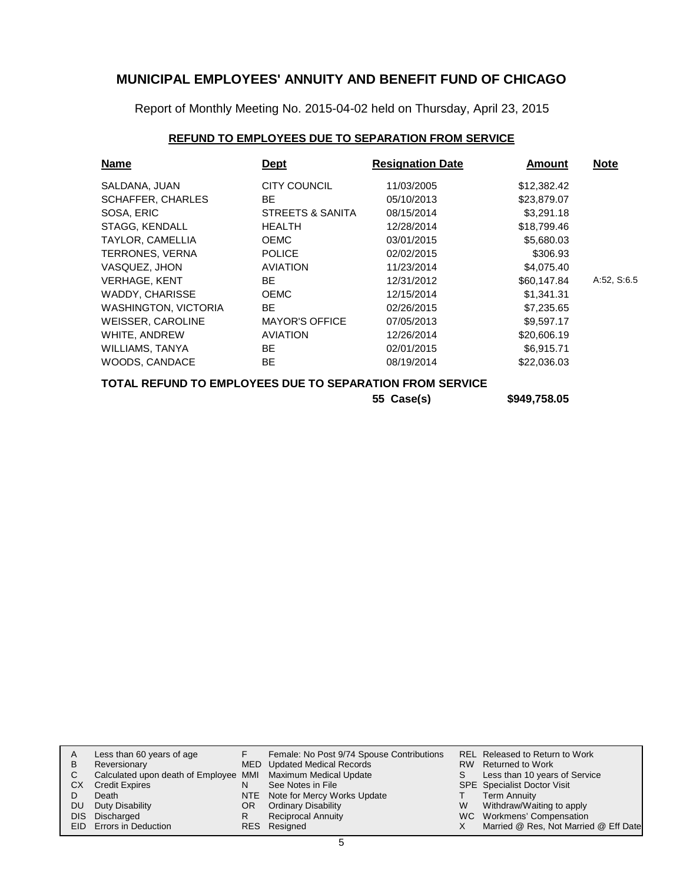# MUNICIPAL EMPLOYEES' ANNUITY AND BENEFIT FUND OF CHICAGO

Report of Monthly Meeting No. 2015-04-02 held on Thursday, April 23, 2015

## REFUND TO EMPLOYEES DUE TO SEPARATION FROM SERVICE

| Name | Dept | Resignation Date | Amount | Note |
|---|---|---|---|---|
| SALDANA, JUAN | CITY COUNCIL | 11/03/2005 | $12,382.42 | |
| SCHAFFER, CHARLES | BE | 05/10/2013 | $23,879.07 | |
| SOSA, ERIC | STREETS & SANITA | 08/15/2014 | $3,291.18 | |
| STAGG, KENDALL | HEALTH | 12/28/2014 | $18,799.46 | |
| TAYLOR, CAMELLIA | OEMC | 03/01/2015 | $5,680.03 | |
| TERRONES, VERNA | POLICE | 02/02/2015 | $306.93 | |
| VASQUEZ, JHON | AVIATION | 11/23/2014 | $4,075.40 | |
| VERHAGE, KENT | BE | 12/31/2012 | $60,147.84 | A:52, S:6.5 |
| WADDY, CHARISSE | OEMC | 12/15/2014 | $1,341.31 | |
| WASHINGTON, VICTORIA | BE | 02/26/2015 | $7,235.65 | |
| WEISSER, CAROLINE | MAYOR'S OFFICE | 07/05/2013 | $9,597.17 | |
| WHITE, ANDREW | AVIATION | 12/26/2014 | $20,606.19 | |
| WILLIAMS, TANYA | BE | 02/01/2015 | $6,915.71 | |
| WOODS, CANDACE | BE | 08/19/2014 | $22,036.03 | |

**TOTAL REFUND TO EMPLOYEES DUE TO SEPARATION FROM SERVICE**

**55 Case(s) $949,758.05**

| | | | | | |
|---|---|---|---|---|---|
| A | Less than 60 years of age | F | Female: No Post 9/74 Spouse Contributions | REL | Released to Return to Work |
| B | Reversionary | MED | Updated Medical Records | RW | Returned to Work |
| C | Calculated upon death of Employee | MMI | Maximum Medical Update | S | Less than 10 years of Service |
| CX | Credit Expires | N | See Notes in File | SPE | Specialist Doctor Visit |
| D | Death | NTE | Note for Mercy Works Update | T | Term Annuity |
| DU | Duty Disability | OR | Ordinary Disability | W | Withdraw/Waiting to apply |
| DIS | Discharged | R | Reciprocal Annuity | WC | Workmens' Compensation |
| EID | Errors in Deduction | RES | Resigned | X | Married @ Res, Not Married @ Eff Date |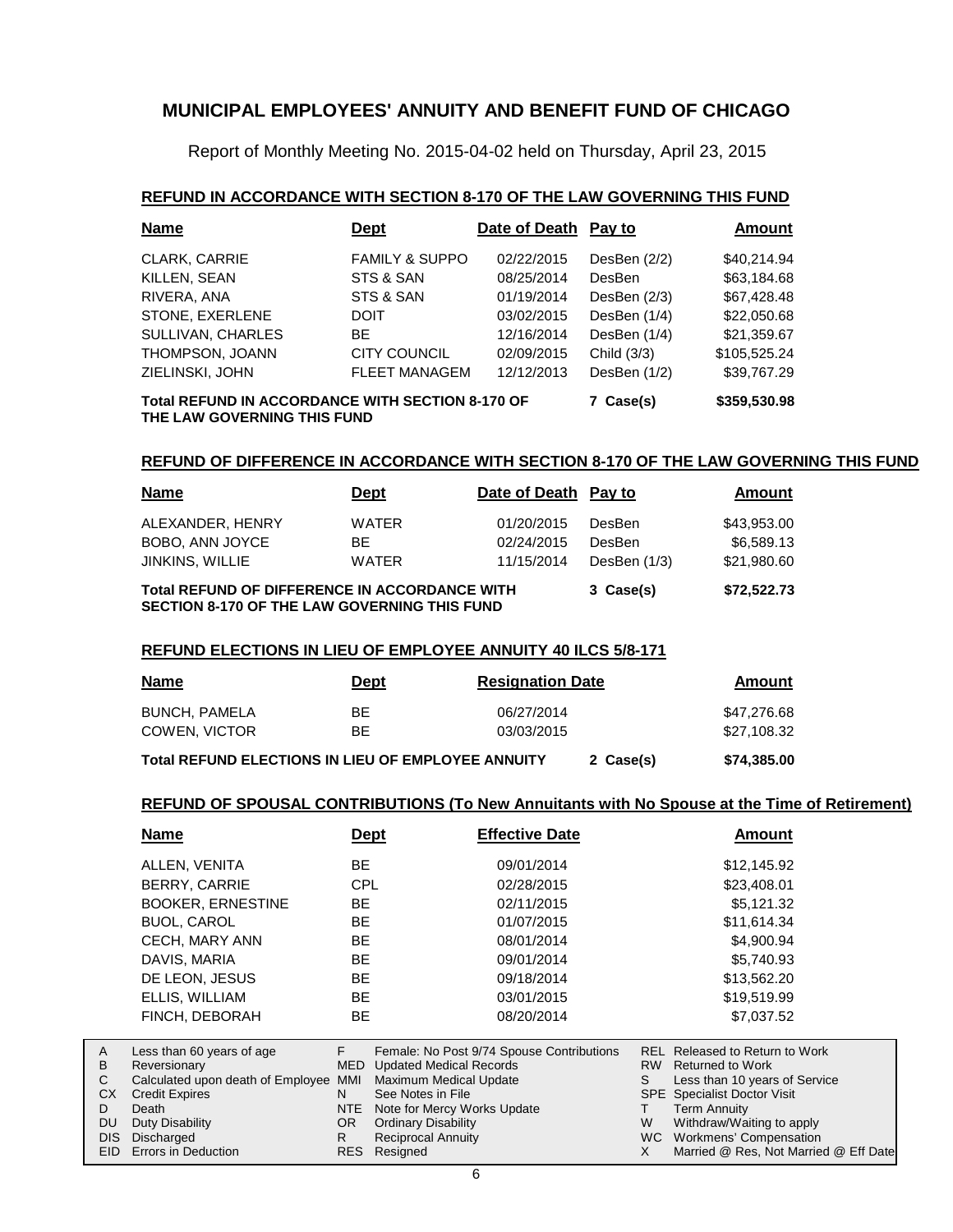# MUNICIPAL EMPLOYEES' ANNUITY AND BENEFIT FUND OF CHICAGO

Report of Monthly Meeting No. 2015-04-02 held on Thursday, April 23, 2015

## REFUND IN ACCORDANCE WITH SECTION 8-170 OF THE LAW GOVERNING THIS FUND

| Name | Dept | Date of Death | Pay to | Amount |
|---|---|---|---|---|
| CLARK, CARRIE | FAMILY & SUPPO | 02/22/2015 | DesBen (2/2) | $40,214.94 |
| KILLEN, SEAN | STS & SAN | 08/25/2014 | DesBen | $63,184.68 |
| RIVERA, ANA | STS & SAN | 01/19/2014 | DesBen (2/3) | $67,428.48 |
| STONE, EXERLENE | DOIT | 03/02/2015 | DesBen (1/4) | $22,050.68 |
| SULLIVAN, CHARLES | BE | 12/16/2014 | DesBen (1/4) | $21,359.67 |
| THOMPSON, JOANN | CITY COUNCIL | 02/09/2015 | Child (3/3) | $105,525.24 |
| ZIELINSKI, JOHN | FLEET MANAGEM | 12/12/2013 | DesBen (1/2) | $39,767.29 |
| **Total REFUND IN ACCORDANCE WITH SECTION 8-170 OF THE LAW GOVERNING THIS FUND** | | | **7 Case(s)** | **$359,530.98** |

## REFUND OF DIFFERENCE IN ACCORDANCE WITH SECTION 8-170 OF THE LAW GOVERNING THIS FUND

| Name | Dept | Date of Death | Pay to | Amount |
|---|---|---|---|---|
| ALEXANDER, HENRY | WATER | 01/20/2015 | DesBen | $43,953.00 |
| BOBO, ANN JOYCE | BE | 02/24/2015 | DesBen | $6,589.13 |
| JINKINS, WILLIE | WATER | 11/15/2014 | DesBen (1/3) | $21,980.60 |
| **Total REFUND OF DIFFERENCE IN ACCORDANCE WITH SECTION 8-170 OF THE LAW GOVERNING THIS FUND** | | | **3 Case(s)** | **$72,522.73** |

## REFUND ELECTIONS IN LIEU OF EMPLOYEE ANNUITY 40 ILCS 5/8-171

| Name | Dept | Resignation Date | | Amount |
|---|---|---|---|---|
| BUNCH, PAMELA | BE | 06/27/2014 | | $47,276.68 |
| COWEN, VICTOR | BE | 03/03/2015 | | $27,108.32 |
| **Total REFUND ELECTIONS IN LIEU OF EMPLOYEE ANNUITY** | | | **2 Case(s)** | **$74,385.00** |

## REFUND OF SPOUSAL CONTRIBUTIONS (To New Annuitants with No Spouse at the Time of Retirement)

| Name | Dept | Effective Date | Amount |
|---|---|---|---|
| ALLEN, VENITA | BE | 09/01/2014 | $12,145.92 |
| BERRY, CARRIE | CPL | 02/28/2015 | $23,408.01 |
| BOOKER, ERNESTINE | BE | 02/11/2015 | $5,121.32 |
| BUOL, CAROL | BE | 01/07/2015 | $11,614.34 |
| CECH, MARY ANN | BE | 08/01/2014 | $4,900.94 |
| DAVIS, MARIA | BE | 09/01/2014 | $5,740.93 |
| DE LEON, JESUS | BE | 09/18/2014 | $13,562.20 |
| ELLIS, WILLIAM | BE | 03/01/2015 | $19,519.99 |
| FINCH, DEBORAH | BE | 08/20/2014 | $7,037.52 |

| | | | | | |
|---|---|---|---|---|---|
| A | Less than 60 years of age | F | Female: No Post 9/74 Spouse Contributions | REL | Released to Return to Work |
| B | Reversionary | MED | Updated Medical Records | RW | Returned to Work |
| C | Calculated upon death of Employee | MMI | Maximum Medical Update | S | Less than 10 years of Service |
| CX | Credit Expires | N | See Notes in File | SPE | Specialist Doctor Visit |
| D | Death | NTE | Note for Mercy Works Update | T | Term Annuity |
| DU | Duty Disability | OR | Ordinary Disability | W | Withdraw/Waiting to apply |
| DIS | Discharged | R | Reciprocal Annuity | WC | Workmens' Compensation |
| EID | Errors in Deduction | RES | Resigned | X | Married @ Res, Not Married @ Eff Date |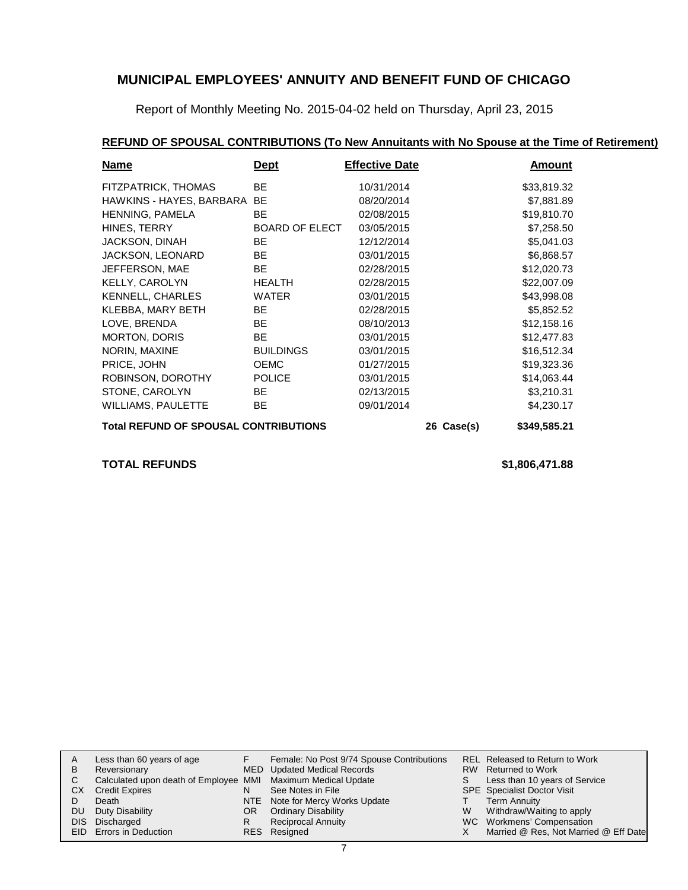# MUNICIPAL EMPLOYEES' ANNUITY AND BENEFIT FUND OF CHICAGO

Report of Monthly Meeting No. 2015-04-02 held on Thursday, April 23, 2015

## REFUND OF SPOUSAL CONTRIBUTIONS (To New Annuitants with No Spouse at the Time of Retirement)

| Name | Dept | Effective Date | | Amount |
|---|---|---|---|---|
| FITZPATRICK, THOMAS | BE | 10/31/2014 | | $33,819.32 |
| HAWKINS - HAYES, BARBARA | BE | 08/20/2014 | | $7,881.89 |
| HENNING, PAMELA | BE | 02/08/2015 | | $19,810.70 |
| HINES, TERRY | BOARD OF ELECT | 03/05/2015 | | $7,258.50 |
| JACKSON, DINAH | BE | 12/12/2014 | | $5,041.03 |
| JACKSON, LEONARD | BE | 03/01/2015 | | $6,868.57 |
| JEFFERSON, MAE | BE | 02/28/2015 | | $12,020.73 |
| KELLY, CAROLYN | HEALTH | 02/28/2015 | | $22,007.09 |
| KENNELL, CHARLES | WATER | 03/01/2015 | | $43,998.08 |
| KLEBBA, MARY BETH | BE | 02/28/2015 | | $5,852.52 |
| LOVE, BRENDA | BE | 08/10/2013 | | $12,158.16 |
| MORTON, DORIS | BE | 03/01/2015 | | $12,477.83 |
| NORIN, MAXINE | BUILDINGS | 03/01/2015 | | $16,512.34 |
| PRICE, JOHN | OEMC | 01/27/2015 | | $19,323.36 |
| ROBINSON, DOROTHY | POLICE | 03/01/2015 | | $14,063.44 |
| STONE, CAROLYN | BE | 02/13/2015 | | $3,210.31 |
| WILLIAMS, PAULETTE | BE | 09/01/2014 | | $4,230.17 |
| **Total REFUND OF SPOUSAL CONTRIBUTIONS** | | | 26 Case(s) | $349,585.21 |

**TOTAL REFUNDS** $1,806,471.88

| | | | | | |
|---|---|---|---|---|---|
| A | Less than 60 years of age | F | Female: No Post 9/74 Spouse Contributions | REL | Released to Return to Work |
| B | Reversionary | MED | Updated Medical Records | RW | Returned to Work |
| C | Calculated upon death of Employee | MMI | Maximum Medical Update | S | Less than 10 years of Service |
| CX | Credit Expires | N | See Notes in File | SPE | Specialist Doctor Visit |
| D | Death | NTE | Note for Mercy Works Update | T | Term Annuity |
| DU | Duty Disability | OR | Ordinary Disability | W | Withdraw/Waiting to apply |
| DIS | Discharged | R | Reciprocal Annuity | WC | Workmens' Compensation |
| EID | Errors in Deduction | RES | Resigned | X | Married @ Res, Not Married @ Eff Date |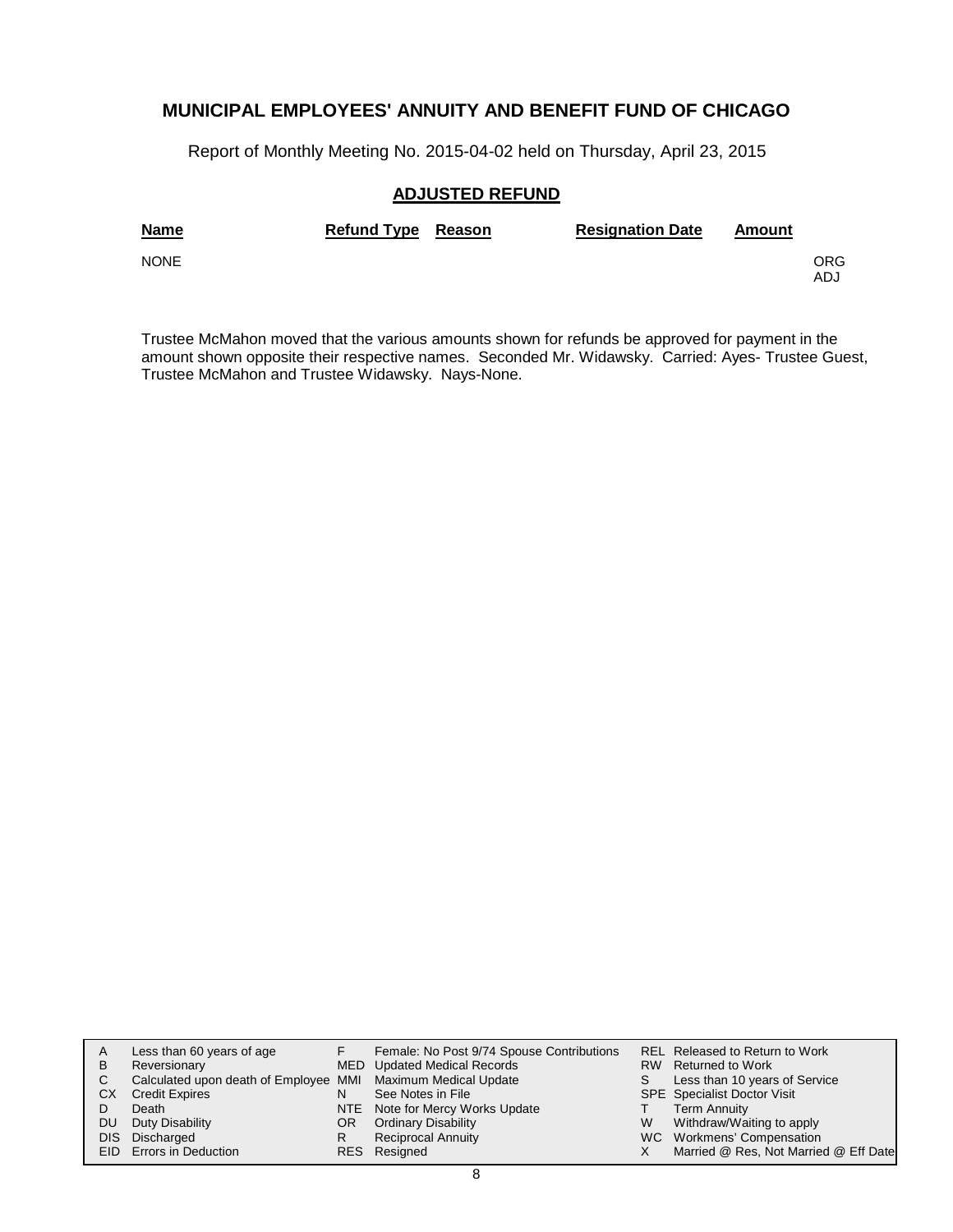## MUNICIPAL EMPLOYEES' ANNUITY AND BENEFIT FUND OF CHICAGO

Report of Monthly Meeting No. 2015-04-02 held on Thursday, April 23, 2015

### ADJUSTED REFUND

| Name | Refund Type | Reason | Resignation Date | Amount | |
|---|---|---|---|---|---|
| NONE | | | | | ORG ADJ |

Trustee McMahon moved that the various amounts shown for refunds be approved for payment in the amount shown opposite their respective names. Seconded Mr. Widawsky. Carried: Ayes- Trustee Guest, Trustee McMahon and Trustee Widawsky. Nays-None.

| | | | | | |
|---|---|---|---|---|---|
| A | Less than 60 years of age | F | Female: No Post 9/74 Spouse Contributions | REL | Released to Return to Work |
| B | Reversionary | MED | Updated Medical Records | RW | Returned to Work |
| C | Calculated upon death of Employee | MMI | Maximum Medical Update | S | Less than 10 years of Service |
| CX | Credit Expires | N | See Notes in File | SPE | Specialist Doctor Visit |
| D | Death | NTE | Note for Mercy Works Update | T | Term Annuity |
| DU | Duty Disability | OR | Ordinary Disability | W | Withdraw/Waiting to apply |
| DIS | Discharged | R | Reciprocal Annuity | WC | Workmens' Compensation |
| EID | Errors in Deduction | RES | Resigned | X | Married @ Res, Not Married @ Eff Date |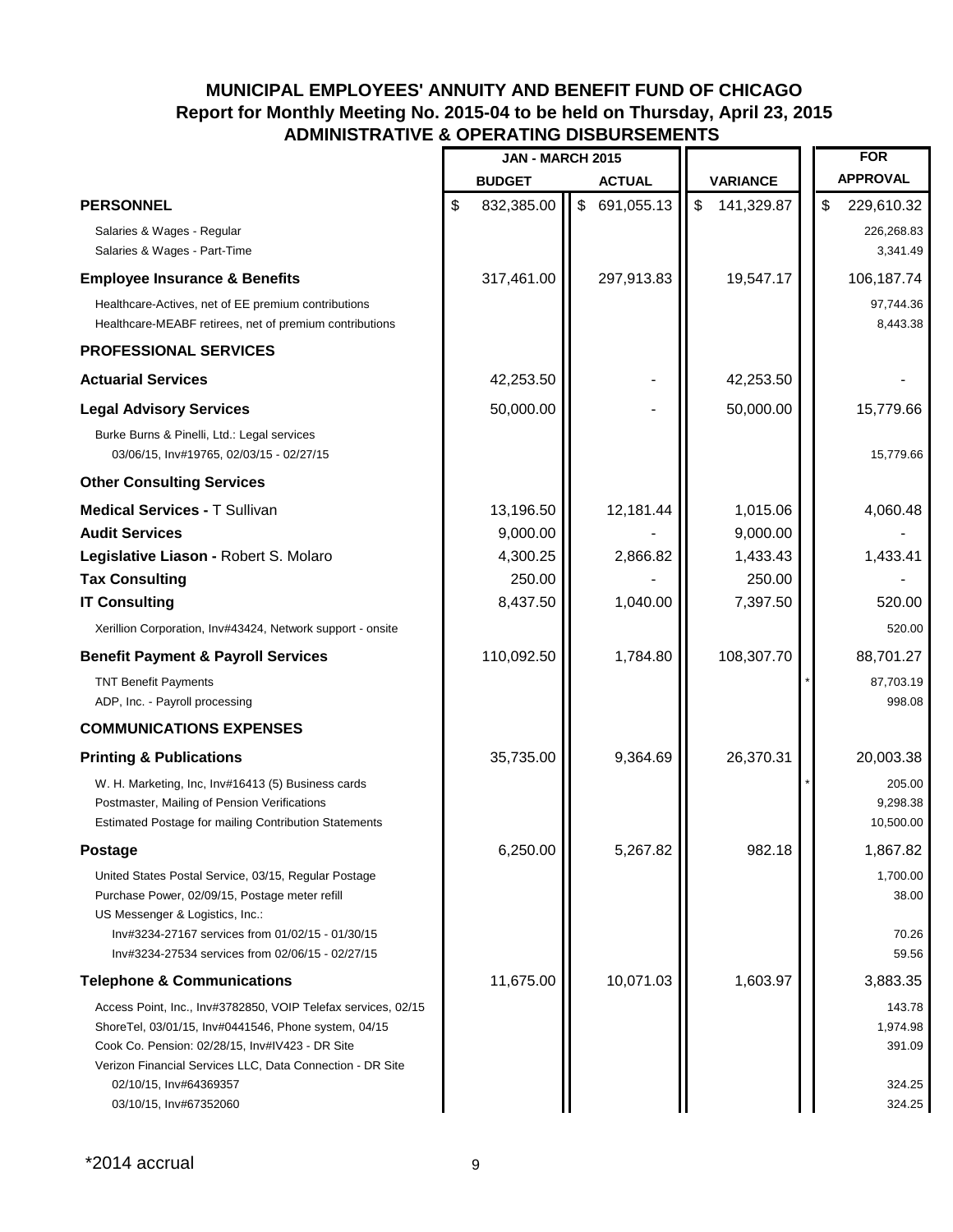# MUNICIPAL EMPLOYEES' ANNUITY AND BENEFIT FUND OF CHICAGO

## Report for Monthly Meeting No. 2015-04 to be held on Thursday, April 23, 2015

## ADMINISTRATIVE & OPERATING DISBURSEMENTS

| | JAN - MARCH 2015 | | | FOR |
|---|---|---|---|---|
| | BUDGET | ACTUAL | VARIANCE | APPROVAL |
| **PERSONNEL** | $ 832,385.00 | $ 691,055.13 | $ 141,329.87 | $ 229,610.32 |
| Salaries & Wages - Regular | | | | 226,268.83 |
| Salaries & Wages - Part-Time | | | | 3,341.49 |
| **Employee Insurance & Benefits** | 317,461.00 | 297,913.83 | 19,547.17 | 106,187.74 |
| Healthcare-Actives, net of EE premium contributions | | | | 97,744.36 |
| Healthcare-MEABF retirees, net of premium contributions | | | | 8,443.38 |
| **PROFESSIONAL SERVICES** | | | | |
| **Actuarial Services** | 42,253.50 | - | 42,253.50 | - |
| **Legal Advisory Services** | 50,000.00 | - | 50,000.00 | 15,779.66 |
| Burke Burns & Pinelli, Ltd.: Legal services | | | | |
| 03/06/15, Inv#19765, 02/03/15 - 02/27/15 | | | | 15,779.66 |
| **Other Consulting Services** | | | | |
| **Medical Services -** T Sullivan | 13,196.50 | 12,181.44 | 1,015.06 | 4,060.48 |
| **Audit Services** | 9,000.00 | - | 9,000.00 | - |
| **Legislative Liason -** Robert S. Molaro | 4,300.25 | 2,866.82 | 1,433.43 | 1,433.41 |
| **Tax Consulting** | 250.00 | - | 250.00 | - |
| **IT Consulting** | 8,437.50 | 1,040.00 | 7,397.50 | 520.00 |
| Xerillion Corporation, Inv#43424, Network support - onsite | | | | 520.00 |
| **Benefit Payment & Payroll Services** | 110,092.50 | 1,784.80 | 108,307.70 | 88,701.27 |
| TNT Benefit Payments | | | | * 87,703.19 |
| ADP, Inc. - Payroll processing | | | | 998.08 |
| **COMMUNICATIONS EXPENSES** | | | | |
| **Printing & Publications** | 35,735.00 | 9,364.69 | 26,370.31 | 20,003.38 |
| W. H. Marketing, Inc, Inv#16413 (5) Business cards | | | | * 205.00 |
| Postmaster, Mailing of Pension Verifications | | | | 9,298.38 |
| Estimated Postage for mailing Contribution Statements | | | | 10,500.00 |
| **Postage** | 6,250.00 | 5,267.82 | 982.18 | 1,867.82 |
| United States Postal Service, 03/15, Regular Postage | | | | 1,700.00 |
| Purchase Power, 02/09/15, Postage meter refill | | | | 38.00 |
| US Messenger & Logistics, Inc.: | | | | |
| Inv#3234-27167 services from 01/02/15 - 01/30/15 | | | | 70.26 |
| Inv#3234-27534 services from 02/06/15 - 02/27/15 | | | | 59.56 |
| **Telephone & Communications** | 11,675.00 | 10,071.03 | 1,603.97 | 3,883.35 |
| Access Point, Inc., Inv#3782850, VOIP Telefax services, 02/15 | | | | 143.78 |
| ShoreTel, 03/01/15, Inv#0441546, Phone system, 04/15 | | | | 1,974.98 |
| Cook Co. Pension: 02/28/15, Inv#IV423 - DR Site | | | | 391.09 |
| Verizon Financial Services LLC, Data Connection - DR Site | | | | |
| 02/10/15, Inv#64369357 | | | | 324.25 |
| 03/10/15, Inv#67352060 | | | | 324.25 |

*2014 accrual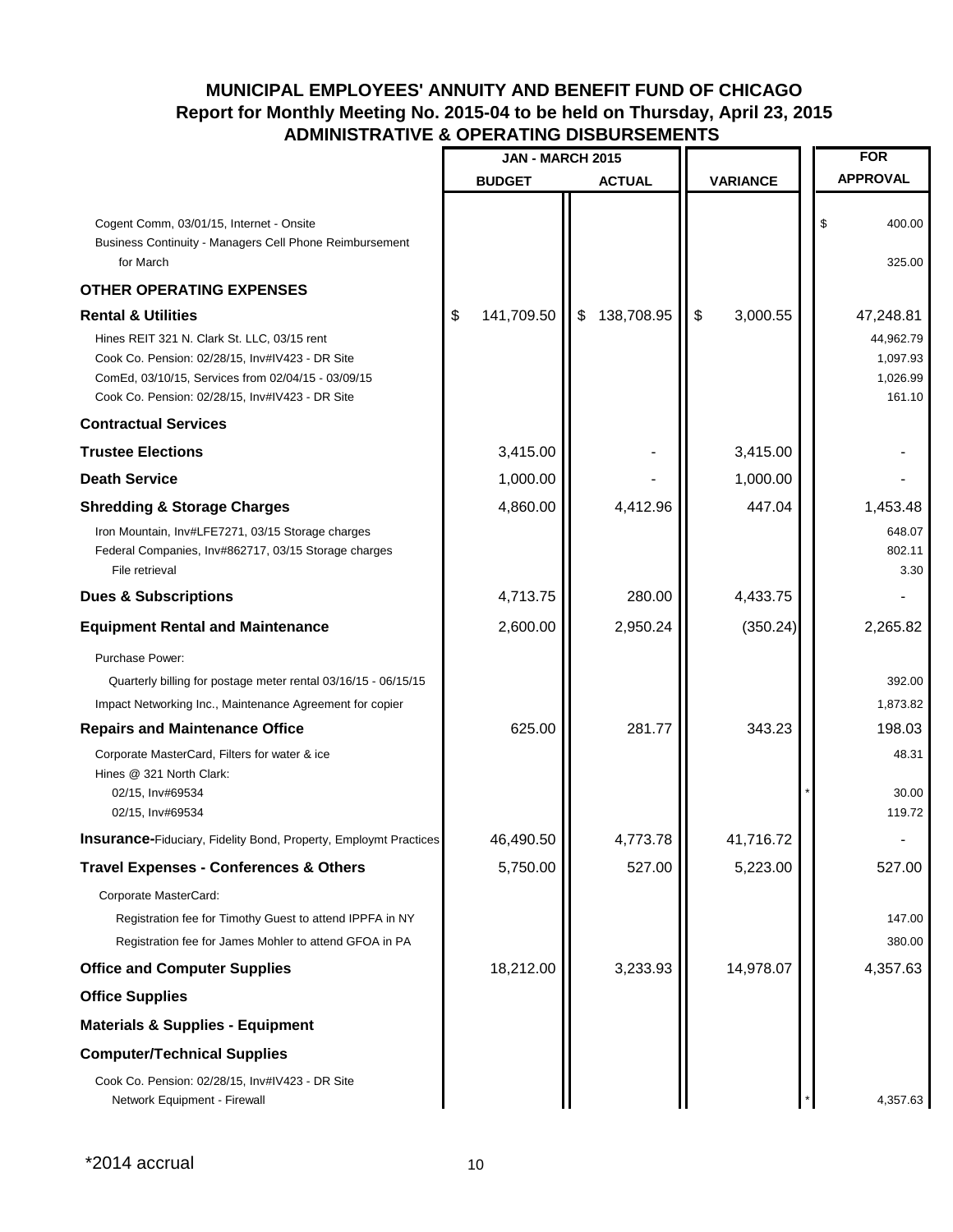# MUNICIPAL EMPLOYEES' ANNUITY AND BENEFIT FUND OF CHICAGO

## Report for Monthly Meeting No. 2015-04 to be held on Thursday, April 23, 2015

## ADMINISTRATIVE & OPERATING DISBURSEMENTS

| | JAN - MARCH 2015 | | | | FOR |
|---|---|---|---|---|---|
| | BUDGET | ACTUAL | VARIANCE | | APPROVAL |
| Cogent Comm, 03/01/15, Internet - Onsite | | | | | $ 400.00 |
| Business Continuity - Managers Cell Phone Reimbursement for March | | | | | 325.00 |
| **OTHER OPERATING EXPENSES** | | | | | |
| **Rental & Utilities** | $ 141,709.50 | $ 138,708.95 | $ 3,000.55 | | 47,248.81 |
| Hines REIT 321 N. Clark St. LLC, 03/15 rent | | | | | 44,962.79 |
| Cook Co. Pension: 02/28/15, Inv#IV423 - DR Site | | | | | 1,097.93 |
| ComEd, 03/10/15, Services from 02/04/15 - 03/09/15 | | | | | 1,026.99 |
| Cook Co. Pension: 02/28/15, Inv#IV423 - DR Site | | | | | 161.10 |
| **Contractual Services** | | | | | |
| **Trustee Elections** | 3,415.00 | - | 3,415.00 | | - |
| **Death Service** | 1,000.00 | - | 1,000.00 | | - |
| **Shredding & Storage Charges** | 4,860.00 | 4,412.96 | 447.04 | | 1,453.48 |
| Iron Mountain, Inv#LFE7271, 03/15 Storage charges | | | | | 648.07 |
| Federal Companies, Inv#862717, 03/15 Storage charges | | | | | 802.11 |
| File retrieval | | | | | 3.30 |
| **Dues & Subscriptions** | 4,713.75 | 280.00 | 4,433.75 | | - |
| **Equipment Rental and Maintenance** | 2,600.00 | 2,950.24 | (350.24) | | 2,265.82 |
| Purchase Power: | | | | | |
| Quarterly billing for postage meter rental 03/16/15 - 06/15/15 | | | | | 392.00 |
| Impact Networking Inc., Maintenance Agreement for copier | | | | | 1,873.82 |
| **Repairs and Maintenance Office** | 625.00 | 281.77 | 343.23 | | 198.03 |
| Corporate MasterCard, Filters for water & ice | | | | | 48.31 |
| Hines @ 321 North Clark: | | | | | |
| 02/15, Inv#69534 | | | | * | 30.00 |
| 02/15, Inv#69534 | | | | | 119.72 |
| **Insurance**-Fiduciary, Fidelity Bond, Property, Employmt Practices | 46,490.50 | 4,773.78 | 41,716.72 | | - |
| **Travel Expenses - Conferences & Others** | 5,750.00 | 527.00 | 5,223.00 | | 527.00 |
| Corporate MasterCard: | | | | | |
| Registration fee for Timothy Guest to attend IPPFA in NY | | | | | 147.00 |
| Registration fee for James Mohler to attend GFOA in PA | | | | | 380.00 |
| **Office and Computer Supplies** | 18,212.00 | 3,233.93 | 14,978.07 | | 4,357.63 |
| **Office Supplies** | | | | | |
| **Materials & Supplies - Equipment** | | | | | |
| **Computer/Technical Supplies** | | | | | |
| Cook Co. Pension: 02/28/15, Inv#IV423 - DR Site | | | | | |
| Network Equipment - Firewall | | | | * | 4,357.63 |

*2014 accrual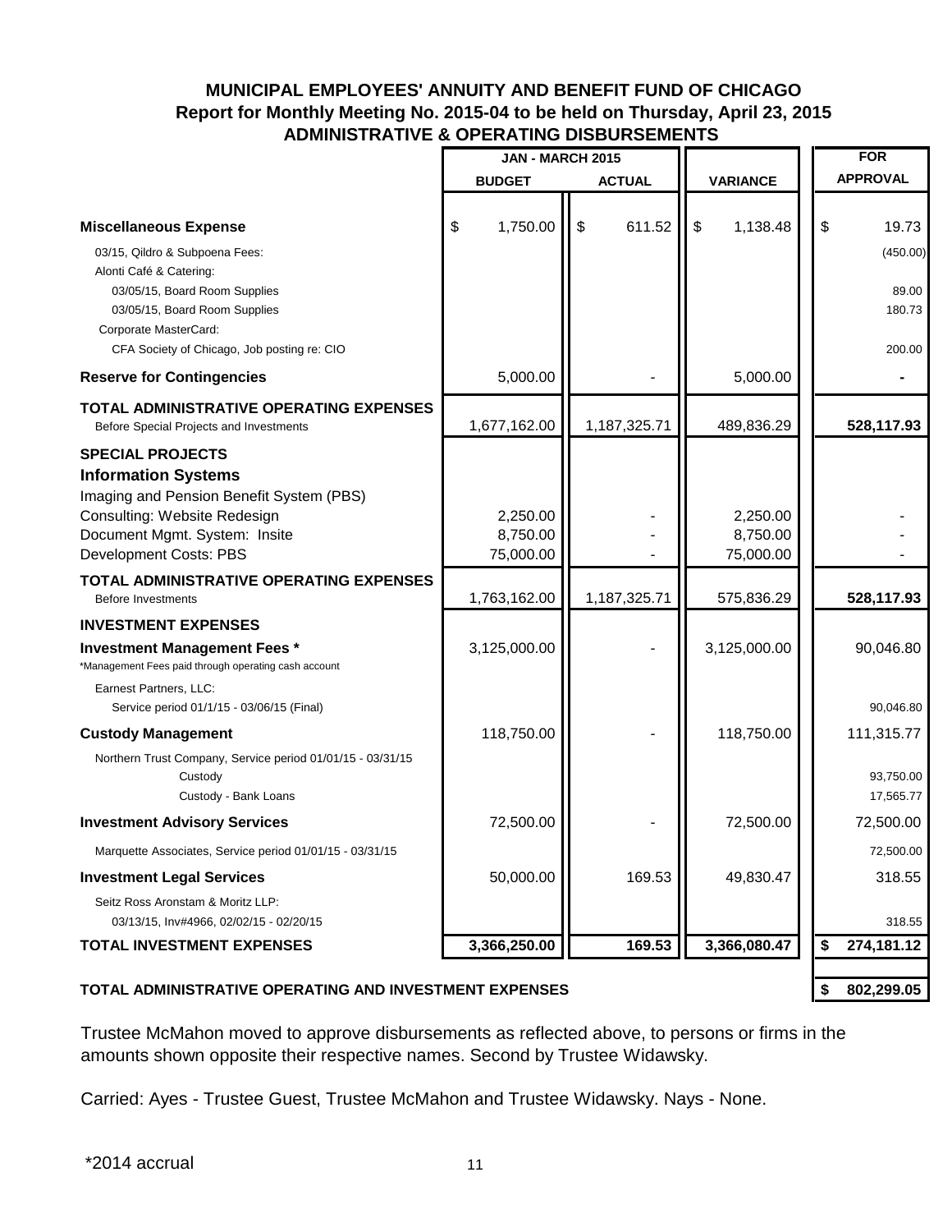## MUNICIPAL EMPLOYEES' ANNUITY AND BENEFIT FUND OF CHICAGO
## Report for Monthly Meeting No. 2015-04 to be held on Thursday, April 23, 2015
## ADMINISTRATIVE & OPERATING DISBURSEMENTS

| | JAN - MARCH 2015 | | | FOR |
|---|---|---|---|---|
| | BUDGET | ACTUAL | VARIANCE | APPROVAL |
| **Miscellaneous Expense** | $ 1,750.00 | $ 611.52 | $ 1,138.48 | $ 19.73 |
| 03/15, Qildro & Subpoena Fees: | | | | (450.00) |
| Alonti Café & Catering: | | | | |
| 03/05/15, Board Room Supplies | | | | 89.00 |
| 03/05/15, Board Room Supplies | | | | 180.73 |
| Corporate MasterCard: | | | | |
| CFA Society of Chicago, Job posting re: CIO | | | | 200.00 |
| **Reserve for Contingencies** | 5,000.00 | - | 5,000.00 | - |
| **TOTAL ADMINISTRATIVE OPERATING EXPENSES** Before Special Projects and Investments | 1,677,162.00 | 1,187,325.71 | 489,836.29 | **528,117.93** |
| **SPECIAL PROJECTS** | | | | |
| **Information Systems** | | | | |
| Imaging and Pension Benefit System (PBS) | | | | |
| Consulting: Website Redesign | 2,250.00 | - | 2,250.00 | - |
| Document Mgmt. System: Insite | 8,750.00 | - | 8,750.00 | - |
| Development Costs: PBS | 75,000.00 | - | 75,000.00 | - |
| **TOTAL ADMINISTRATIVE OPERATING EXPENSES** Before Investments | 1,763,162.00 | 1,187,325.71 | 575,836.29 | **528,117.93** |
| **INVESTMENT EXPENSES** | | | | |
| **Investment Management Fees *** *Management Fees paid through operating cash account | 3,125,000.00 | - | 3,125,000.00 | 90,046.80 |
| Earnest Partners, LLC: | | | | |
| Service period 01/1/15 - 03/06/15 (Final) | | | | 90,046.80 |
| **Custody Management** | 118,750.00 | - | 118,750.00 | 111,315.77 |
| Northern Trust Company, Service period 01/01/15 - 03/31/15 | | | | |
| Custody | | | | 93,750.00 |
| Custody - Bank Loans | | | | 17,565.77 |
| **Investment Advisory Services** | 72,500.00 | - | 72,500.00 | 72,500.00 |
| Marquette Associates, Service period 01/01/15 - 03/31/15 | | | | 72,500.00 |
| **Investment Legal Services** | 50,000.00 | 169.53 | 49,830.47 | 318.55 |
| Seitz Ross Aronstam & Moritz LLP: | | | | |
| 03/13/15, Inv#4966, 02/02/15 - 02/20/15 | | | | 318.55 |
| **TOTAL INVESTMENT EXPENSES** | **3,366,250.00** | **169.53** | **3,366,080.47** | **$ 274,181.12** |
| **TOTAL ADMINISTRATIVE OPERATING AND INVESTMENT EXPENSES** | | | | **$ 802,299.05** |

Trustee McMahon moved to approve disbursements as reflected above, to persons or firms in the amounts shown opposite their respective names. Second by Trustee Widawsky.

Carried: Ayes - Trustee Guest, Trustee McMahon and Trustee Widawsky. Nays - None.

*2014 accrual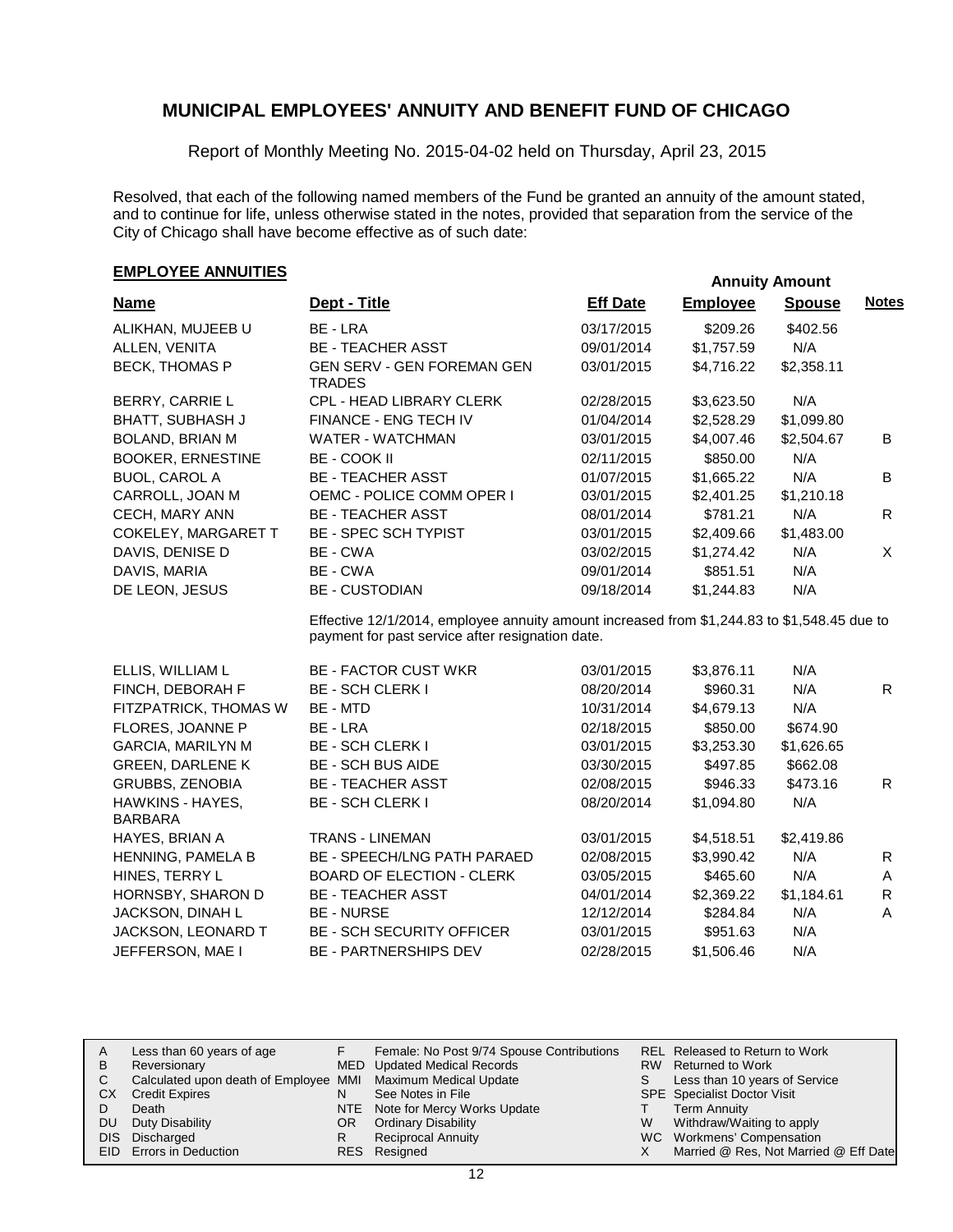# MUNICIPAL EMPLOYEES' ANNUITY AND BENEFIT FUND OF CHICAGO

Report of Monthly Meeting No. 2015-04-02 held on Thursday, April 23, 2015

Resolved, that each of the following named members of the Fund be granted an annuity of the amount stated, and to continue for life, unless otherwise stated in the notes, provided that separation from the service of the City of Chicago shall have become effective as of such date:

## EMPLOYEE ANNUITIES

| Name | Dept - Title | Eff Date | Annuity Amount Employee | Annuity Amount Spouse | Notes |
|---|---|---|---|---|---|
| ALIKHAN, MUJEEB U | BE - LRA | 03/17/2015 | $209.26 | $402.56 | |
| ALLEN, VENITA | BE - TEACHER ASST | 09/01/2014 | $1,757.59 | N/A | |
| BECK, THOMAS P | GEN SERV - GEN FOREMAN GEN TRADES | 03/01/2015 | $4,716.22 | $2,358.11 | |
| BERRY, CARRIE L | CPL - HEAD LIBRARY CLERK | 02/28/2015 | $3,623.50 | N/A | |
| BHATT, SUBHASH J | FINANCE - ENG TECH IV | 01/04/2014 | $2,528.29 | $1,099.80 | |
| BOLAND, BRIAN M | WATER - WATCHMAN | 03/01/2015 | $4,007.46 | $2,504.67 | B |
| BOOKER, ERNESTINE | BE - COOK II | 02/11/2015 | $850.00 | N/A | |
| BUOL, CAROL A | BE - TEACHER ASST | 01/07/2015 | $1,665.22 | N/A | B |
| CARROLL, JOAN M | OEMC - POLICE COMM OPER I | 03/01/2015 | $2,401.25 | $1,210.18 | |
| CECH, MARY ANN | BE - TEACHER ASST | 08/01/2014 | $781.21 | N/A | R |
| COKELEY, MARGARET T | BE - SPEC SCH TYPIST | 03/01/2015 | $2,409.66 | $1,483.00 | |
| DAVIS, DENISE D | BE - CWA | 03/02/2015 | $1,274.42 | N/A | X |
| DAVIS, MARIA | BE - CWA | 09/01/2014 | $851.51 | N/A | |
| DE LEON, JESUS | BE - CUSTODIAN | 09/18/2014 | $1,244.83 | N/A | |
| | Effective 12/1/2014, employee annuity amount increased from $1,244.83 to $1,548.45 due to payment for past service after resignation date. | | | | |
| ELLIS, WILLIAM L | BE - FACTOR CUST WKR | 03/01/2015 | $3,876.11 | N/A | |
| FINCH, DEBORAH F | BE - SCH CLERK I | 08/20/2014 | $960.31 | N/A | R |
| FITZPATRICK, THOMAS W | BE - MTD | 10/31/2014 | $4,679.13 | N/A | |
| FLORES, JOANNE P | BE - LRA | 02/18/2015 | $850.00 | $674.90 | |
| GARCIA, MARILYN M | BE - SCH CLERK I | 03/01/2015 | $3,253.30 | $1,626.65 | |
| GREEN, DARLENE K | BE - SCH BUS AIDE | 03/30/2015 | $497.85 | $662.08 | |
| GRUBBS, ZENOBIA | BE - TEACHER ASST | 02/08/2015 | $946.33 | $473.16 | R |
| HAWKINS - HAYES, BARBARA | BE - SCH CLERK I | 08/20/2014 | $1,094.80 | N/A | |
| HAYES, BRIAN A | TRANS - LINEMAN | 03/01/2015 | $4,518.51 | $2,419.86 | |
| HENNING, PAMELA B | BE - SPEECH/LNG PATH PARAED | 02/08/2015 | $3,990.42 | N/A | R |
| HINES, TERRY L | BOARD OF ELECTION - CLERK | 03/05/2015 | $465.60 | N/A | A |
| HORNSBY, SHARON D | BE - TEACHER ASST | 04/01/2014 | $2,369.22 | $1,184.61 | R |
| JACKSON, DINAH L | BE - NURSE | 12/12/2014 | $284.84 | N/A | A |
| JACKSON, LEONARD T | BE - SCH SECURITY OFFICER | 03/01/2015 | $951.63 | N/A | |
| JEFFERSON, MAE I | BE - PARTNERSHIPS DEV | 02/28/2015 | $1,506.46 | N/A | |

| Code | Description | Code | Description | Code | Description |
|---|---|---|---|---|---|
| A | Less than 60 years of age | F | Female: No Post 9/74 Spouse Contributions | REL | Released to Return to Work |
| B | Reversionary | MED | Updated Medical Records | RW | Returned to Work |
| C | Calculated upon death of Employee | MMI | Maximum Medical Update | S | Less than 10 years of Service |
| CX | Credit Expires | N | See Notes in File | SPE | Specialist Doctor Visit |
| D | Death | NTE | Note for Mercy Works Update | T | Term Annuity |
| DU | Duty Disability | OR | Ordinary Disability | W | Withdraw/Waiting to apply |
| DIS | Discharged | R | Reciprocal Annuity | WC | Workmens' Compensation |
| EID | Errors in Deduction | RES | Resigned | X | Married @ Res, Not Married @ Eff Date |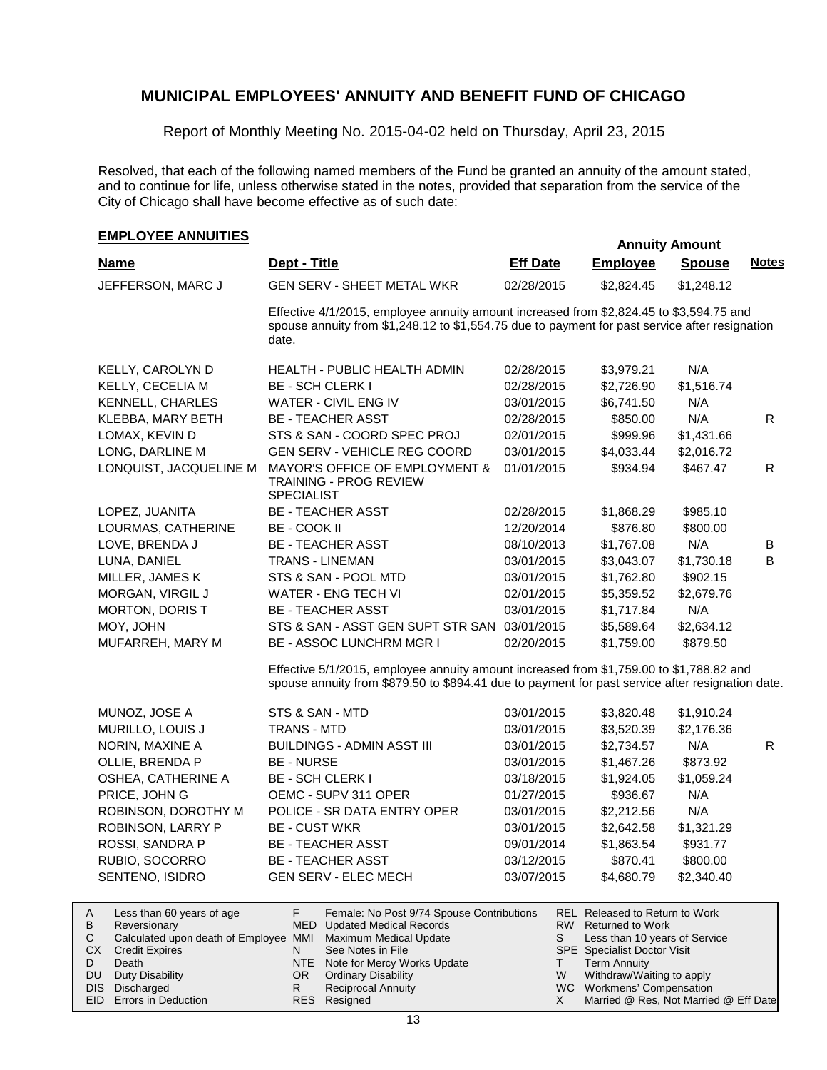## MUNICIPAL EMPLOYEES' ANNUITY AND BENEFIT FUND OF CHICAGO

Report of Monthly Meeting No. 2015-04-02 held on Thursday, April 23, 2015

Resolved, that each of the following named members of the Fund be granted an annuity of the amount stated, and to continue for life, unless otherwise stated in the notes, provided that separation from the service of the City of Chicago shall have become effective as of such date:

### EMPLOYEE ANNUITIES

| Name | Dept - Title | Eff Date | Annuity Amount Employee | Annuity Amount Spouse | Notes |
|---|---|---|---|---|---|
| JEFFERSON, MARC J | GEN SERV - SHEET METAL WKR | 02/28/2015 | $2,824.45 | $1,248.12 | |
| | Effective 4/1/2015, employee annuity amount increased from $2,824.45 to $3,594.75 and spouse annuity from $1,248.12 to $1,554.75 due to payment for past service after resignation date. | | | | |
| KELLY, CAROLYN D | HEALTH - PUBLIC HEALTH ADMIN | 02/28/2015 | $3,979.21 | N/A | |
| KELLY, CECELIA M | BE - SCH CLERK I | 02/28/2015 | $2,726.90 | $1,516.74 | |
| KENNELL, CHARLES | WATER - CIVIL ENG IV | 03/01/2015 | $6,741.50 | N/A | |
| KLEBBA, MARY BETH | BE - TEACHER ASST | 02/28/2015 | $850.00 | N/A | R |
| LOMAX, KEVIN D | STS & SAN - COORD SPEC PROJ | 02/01/2015 | $999.96 | $1,431.66 | |
| LONG, DARLINE M | GEN SERV - VEHICLE REG COORD | 03/01/2015 | $4,033.44 | $2,016.72 | |
| LONQUIST, JACQUELINE M | MAYOR'S OFFICE OF EMPLOYMENT & TRAINING - PROG REVIEW SPECIALIST | 01/01/2015 | $934.94 | $467.47 | R |
| LOPEZ, JUANITA | BE - TEACHER ASST | 02/28/2015 | $1,868.29 | $985.10 | |
| LOURMAS, CATHERINE | BE - COOK II | 12/20/2014 | $876.80 | $800.00 | |
| LOVE, BRENDA J | BE - TEACHER ASST | 08/10/2013 | $1,767.08 | N/A | B |
| LUNA, DANIEL | TRANS - LINEMAN | 03/01/2015 | $3,043.07 | $1,730.18 | B |
| MILLER, JAMES K | STS & SAN - POOL MTD | 03/01/2015 | $1,762.80 | $902.15 | |
| MORGAN, VIRGIL J | WATER - ENG TECH VI | 02/01/2015 | $5,359.52 | $2,679.76 | |
| MORTON, DORIS T | BE - TEACHER ASST | 03/01/2015 | $1,717.84 | N/A | |
| MOY, JOHN | STS & SAN - ASST GEN SUPT STR SAN | 03/01/2015 | $5,589.64 | $2,634.12 | |
| MUFARREH, MARY M | BE - ASSOC LUNCHRM MGR I | 02/20/2015 | $1,759.00 | $879.50 | |
| | Effective 5/1/2015, employee annuity amount increased from $1,759.00 to $1,788.82 and spouse annuity from $879.50 to $894.41 due to payment for past service after resignation date. | | | | |
| MUNOZ, JOSE A | STS & SAN - MTD | 03/01/2015 | $3,820.48 | $1,910.24 | |
| MURILLO, LOUIS J | TRANS - MTD | 03/01/2015 | $3,520.39 | $2,176.36 | |
| NORIN, MAXINE A | BUILDINGS - ADMIN ASST III | 03/01/2015 | $2,734.57 | N/A | R |
| OLLIE, BRENDA P | BE - NURSE | 03/01/2015 | $1,467.26 | $873.92 | |
| OSHEA, CATHERINE A | BE - SCH CLERK I | 03/18/2015 | $1,924.05 | $1,059.24 | |
| PRICE, JOHN G | OEMC - SUPV 311 OPER | 01/27/2015 | $936.67 | N/A | |
| ROBINSON, DOROTHY M | POLICE - SR DATA ENTRY OPER | 03/01/2015 | $2,212.56 | N/A | |
| ROBINSON, LARRY P | BE - CUST WKR | 03/01/2015 | $2,642.58 | $1,321.29 | |
| ROSSI, SANDRA P | BE - TEACHER ASST | 09/01/2014 | $1,863.54 | $931.77 | |
| RUBIO, SOCORRO | BE - TEACHER ASST | 03/12/2015 | $870.41 | $800.00 | |
| SENTENO, ISIDRO | GEN SERV - ELEC MECH | 03/07/2015 | $4,680.79 | $2,340.40 | |

| Code | Description | Code | Description | Code | Description |
|---|---|---|---|---|---|
| A | Less than 60 years of age | F | Female: No Post 9/74 Spouse Contributions | REL | Released to Return to Work |
| B | Reversionary | MED | Updated Medical Records | RW | Returned to Work |
| C | Calculated upon death of Employee | MMI | Maximum Medical Update | S | Less than 10 years of Service |
| CX | Credit Expires | N | See Notes in File | SPE | Specialist Doctor Visit |
| D | Death | NTE | Note for Mercy Works Update | T | Term Annuity |
| DU | Duty Disability | OR | Ordinary Disability | W | Withdraw/Waiting to apply |
| DIS | Discharged | R | Reciprocal Annuity | WC | Workmens' Compensation |
| EID | Errors in Deduction | RES | Resigned | X | Married @ Res, Not Married @ Eff Date |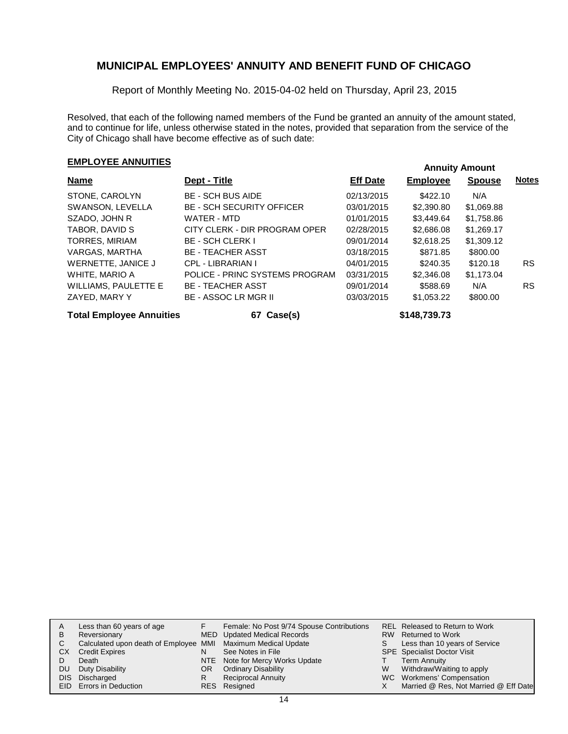# MUNICIPAL EMPLOYEES' ANNUITY AND BENEFIT FUND OF CHICAGO

Report of Monthly Meeting No. 2015-04-02 held on Thursday, April 23, 2015

Resolved, that each of the following named members of the Fund be granted an annuity of the amount stated, and to continue for life, unless otherwise stated in the notes, provided that separation from the service of the City of Chicago shall have become effective as of such date:

## EMPLOYEE ANNUITIES

| Name | Dept - Title | Eff Date | Annuity Amount Employee | Annuity Amount Spouse | Notes |
|---|---|---|---|---|---|
| STONE, CAROLYN | BE - SCH BUS AIDE | 02/13/2015 | $422.10 | N/A | |
| SWANSON, LEVELLA | BE - SCH SECURITY OFFICER | 03/01/2015 | $2,390.80 | $1,069.88 | |
| SZADO, JOHN R | WATER - MTD | 01/01/2015 | $3,449.64 | $1,758.86 | |
| TABOR, DAVID S | CITY CLERK - DIR PROGRAM OPER | 02/28/2015 | $2,686.08 | $1,269.17 | |
| TORRES, MIRIAM | BE - SCH CLERK I | 09/01/2014 | $2,618.25 | $1,309.12 | |
| VARGAS, MARTHA | BE - TEACHER ASST | 03/18/2015 | $871.85 | $800.00 | |
| WERNETTE, JANICE J | CPL - LIBRARIAN I | 04/01/2015 | $240.35 | $120.18 | RS |
| WHITE, MARIO A | POLICE - PRINC SYSTEMS PROGRAM | 03/31/2015 | $2,346.08 | $1,173.04 | |
| WILLIAMS, PAULETTE E | BE - TEACHER ASST | 09/01/2014 | $588.69 | N/A | RS |
| ZAYED, MARY Y | BE - ASSOC LR MGR II | 03/03/2015 | $1,053.22 | $800.00 | |
| **Total Employee Annuities** | **67 Case(s)** | | **$148,739.73** | | |

| | | | | | |
|---|---|---|---|---|---|
| A | Less than 60 years of age | F | Female: No Post 9/74 Spouse Contributions | REL | Released to Return to Work |
| B | Reversionary | MED | Updated Medical Records | RW | Returned to Work |
| C | Calculated upon death of Employee | MMI | Maximum Medical Update | S | Less than 10 years of Service |
| CX | Credit Expires | N | See Notes in File | SPE | Specialist Doctor Visit |
| D | Death | NTE | Note for Mercy Works Update | T | Term Annuity |
| DU | Duty Disability | OR | Ordinary Disability | W | Withdraw/Waiting to apply |
| DIS | Discharged | R | Reciprocal Annuity | WC | Workmens' Compensation |
| EID | Errors in Deduction | RES | Resigned | X | Married @ Res, Not Married @ Eff Date |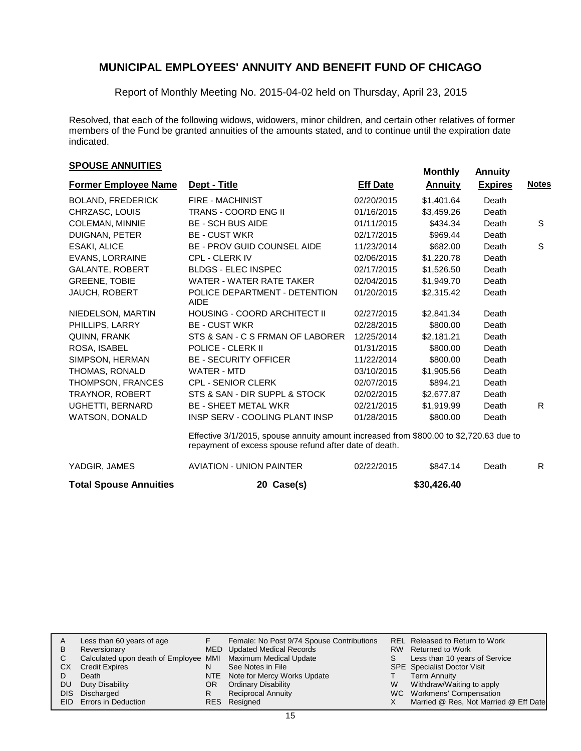# MUNICIPAL EMPLOYEES' ANNUITY AND BENEFIT FUND OF CHICAGO

Report of Monthly Meeting No. 2015-04-02 held on Thursday, April 23, 2015

Resolved, that each of the following widows, widowers, minor children, and certain other relatives of former members of the Fund be granted annuities of the amounts stated, and to continue until the expiration date indicated.

## SPOUSE ANNUITIES

| Former Employee Name | Dept - Title | Eff Date | Monthly Annuity | Annuity Expires | Notes |
|---|---|---|---|---|---|
| BOLAND, FREDERICK | FIRE - MACHINIST | 02/20/2015 | $1,401.64 | Death | |
| CHRZASC, LOUIS | TRANS - COORD ENG II | 01/16/2015 | $3,459.26 | Death | |
| COLEMAN, MINNIE | BE - SCH BUS AIDE | 01/11/2015 | $434.34 | Death | S |
| DUIGNAN, PETER | BE - CUST WKR | 02/17/2015 | $969.44 | Death | |
| ESAKI, ALICE | BE - PROV GUID COUNSEL AIDE | 11/23/2014 | $682.00 | Death | S |
| EVANS, LORRAINE | CPL - CLERK IV | 02/06/2015 | $1,220.78 | Death | |
| GALANTE, ROBERT | BLDGS - ELEC INSPEC | 02/17/2015 | $1,526.50 | Death | |
| GREENE, TOBIE | WATER - WATER RATE TAKER | 02/04/2015 | $1,949.70 | Death | |
| JAUCH, ROBERT | POLICE DEPARTMENT - DETENTION AIDE | 01/20/2015 | $2,315.42 | Death | |
| NIEDELSON, MARTIN | HOUSING - COORD ARCHITECT II | 02/27/2015 | $2,841.34 | Death | |
| PHILLIPS, LARRY | BE - CUST WKR | 02/28/2015 | $800.00 | Death | |
| QUINN, FRANK | STS & SAN - C S FRMAN OF LABORER | 12/25/2014 | $2,181.21 | Death | |
| ROSA, ISABEL | POLICE - CLERK II | 01/31/2015 | $800.00 | Death | |
| SIMPSON, HERMAN | BE - SECURITY OFFICER | 11/22/2014 | $800.00 | Death | |
| THOMAS, RONALD | WATER - MTD | 03/10/2015 | $1,905.56 | Death | |
| THOMPSON, FRANCES | CPL - SENIOR CLERK | 02/07/2015 | $894.21 | Death | |
| TRAYNOR, ROBERT | STS & SAN - DIR SUPPL & STOCK | 02/02/2015 | $2,677.87 | Death | |
| UGHETTI, BERNARD | BE - SHEET METAL WKR | 02/21/2015 | $1,919.99 | Death | R |
| WATSON, DONALD | INSP SERV - COOLING PLANT INSP | 01/28/2015 | $800.00 | Death | |
| | Effective 3/1/2015, spouse annuity amount increased from $800.00 to $2,720.63 due to repayment of excess spouse refund after date of death. | | | | |
| YADGIR, JAMES | AVIATION - UNION PAINTER | 02/22/2015 | $847.14 | Death | R |
| **Total Spouse Annuities** | **20 Case(s)** | | **$30,426.40** | | |

| | | | | | |
|---|---|---|---|---|---|
| A | Less than 60 years of age | F | Female: No Post 9/74 Spouse Contributions | REL | Released to Return to Work |
| B | Reversionary | MED | Updated Medical Records | RW | Returned to Work |
| C | Calculated upon death of Employee | MMI | Maximum Medical Update | S | Less than 10 years of Service |
| CX | Credit Expires | N | See Notes in File | SPE | Specialist Doctor Visit |
| D | Death | NTE | Note for Mercy Works Update | T | Term Annuity |
| DU | Duty Disability | OR | Ordinary Disability | W | Withdraw/Waiting to apply |
| DIS | Discharged | R | Reciprocal Annuity | WC | Workmens' Compensation |
| EID | Errors in Deduction | RES | Resigned | X | Married @ Res, Not Married @ Eff Date |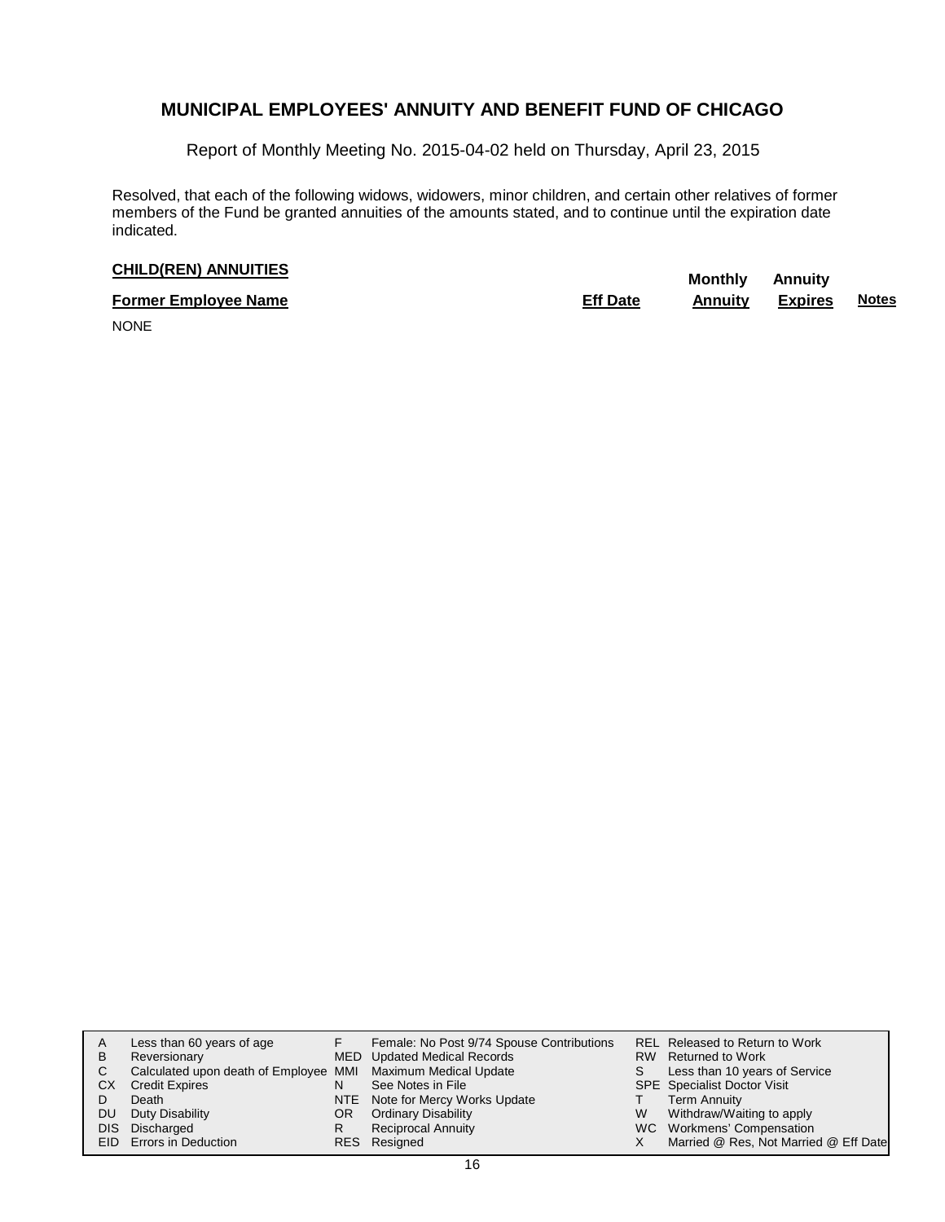# MUNICIPAL EMPLOYEES' ANNUITY AND BENEFIT FUND OF CHICAGO

Report of Monthly Meeting No. 2015-04-02 held on Thursday, April 23, 2015

Resolved, that each of the following widows, widowers, minor children, and certain other relatives of former members of the Fund be granted annuities of the amounts stated, and to continue until the expiration date indicated.

## CHILD(REN) ANNUITIES

| Former Employee Name | Eff Date | Monthly Annuity | Annuity Expires | Notes |
|---|---|---|---|---|
| NONE | | | | |

| | | | | | |
|---|---|---|---|---|---|
| A | Less than 60 years of age | F | Female: No Post 9/74 Spouse Contributions | REL | Released to Return to Work |
| B | Reversionary | MED | Updated Medical Records | RW | Returned to Work |
| C | Calculated upon death of Employee | MMI | Maximum Medical Update | S | Less than 10 years of Service |
| CX | Credit Expires | N | See Notes in File | SPE | Specialist Doctor Visit |
| D | Death | NTE | Note for Mercy Works Update | T | Term Annuity |
| DU | Duty Disability | OR | Ordinary Disability | W | Withdraw/Waiting to apply |
| DIS | Discharged | R | Reciprocal Annuity | WC | Workmens' Compensation |
| EID | Errors in Deduction | RES | Resigned | X | Married @ Res, Not Married @ Eff Date |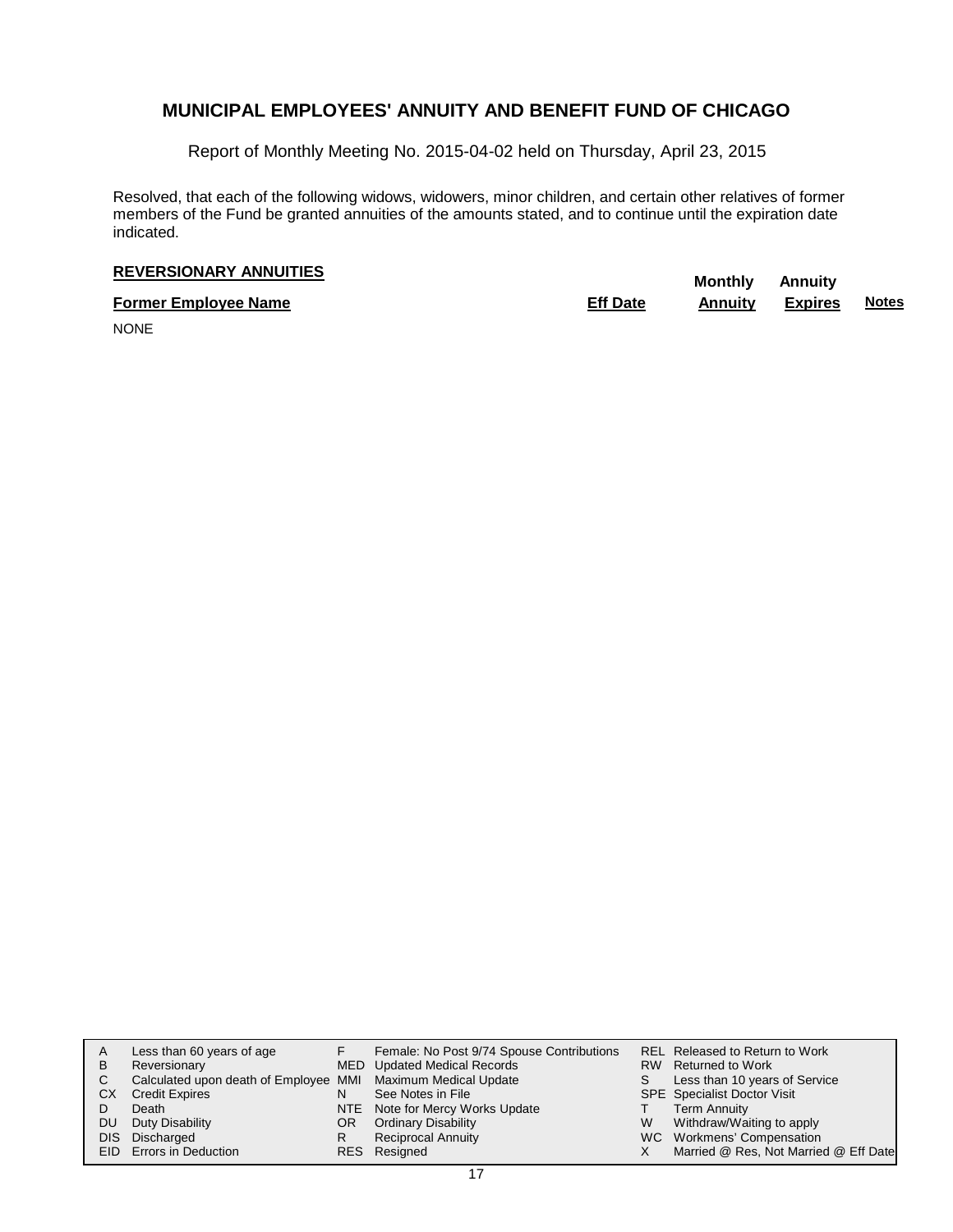# MUNICIPAL EMPLOYEES' ANNUITY AND BENEFIT FUND OF CHICAGO

Report of Monthly Meeting No. 2015-04-02 held on Thursday, April 23, 2015

Resolved, that each of the following widows, widowers, minor children, and certain other relatives of former members of the Fund be granted annuities of the amounts stated, and to continue until the expiration date indicated.

## REVERSIONARY ANNUITIES

| Former Employee Name | Eff Date | Monthly Annuity | Annuity Expires | Notes |
|---|---|---|---|---|
| NONE | | | | |

| | | | | | |
|---|---|---|---|---|---|
| A | Less than 60 years of age | F | Female: No Post 9/74 Spouse Contributions | REL | Released to Return to Work |
| B | Reversionary | MED | Updated Medical Records | RW | Returned to Work |
| C | Calculated upon death of Employee | MMI | Maximum Medical Update | S | Less than 10 years of Service |
| CX | Credit Expires | N | See Notes in File | SPE | Specialist Doctor Visit |
| D | Death | NTE | Note for Mercy Works Update | T | Term Annuity |
| DU | Duty Disability | OR | Ordinary Disability | W | Withdraw/Waiting to apply |
| DIS | Discharged | R | Reciprocal Annuity | WC | Workmens' Compensation |
| EID | Errors in Deduction | RES | Resigned | X | Married @ Res, Not Married @ Eff Date |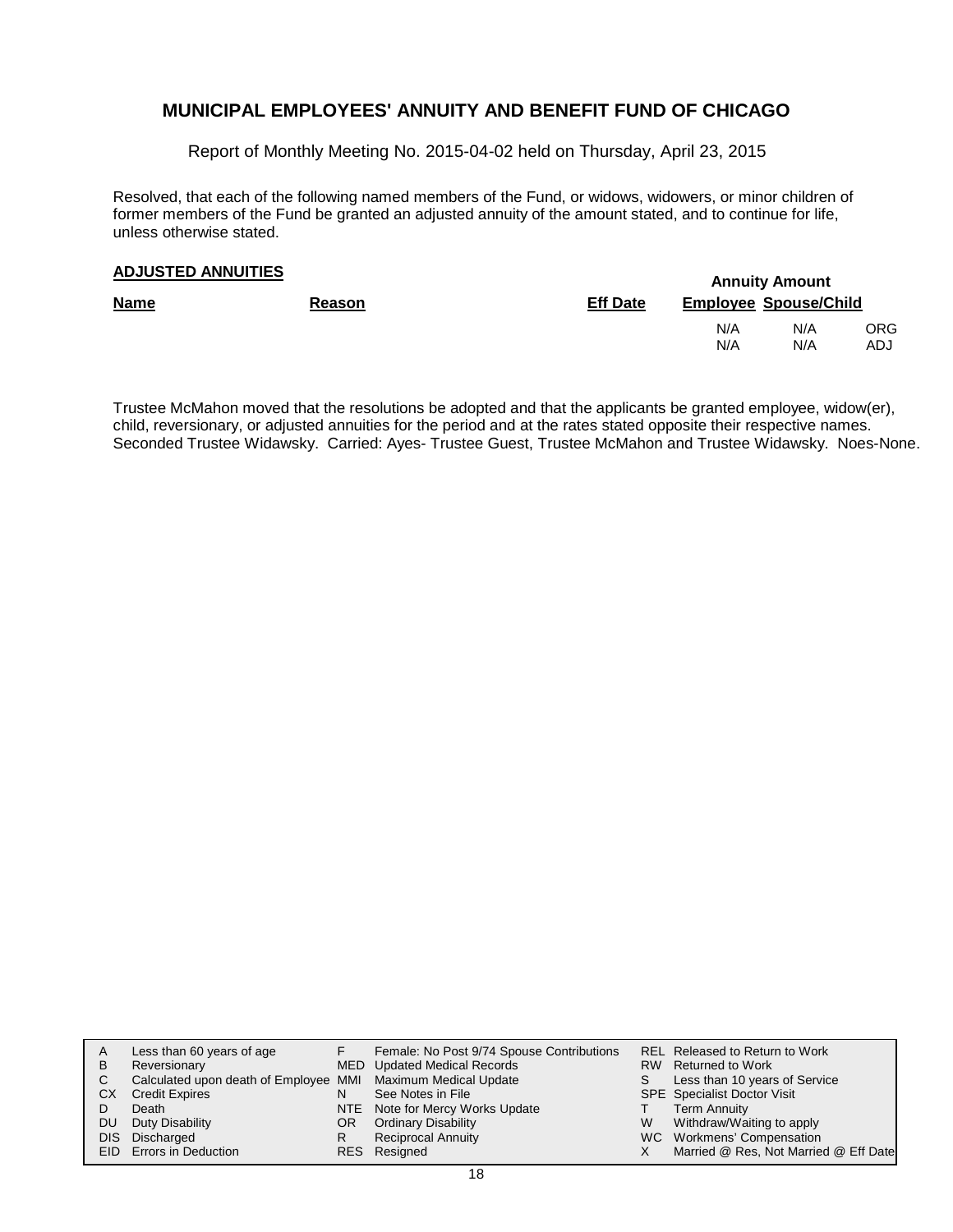## MUNICIPAL EMPLOYEES' ANNUITY AND BENEFIT FUND OF CHICAGO

Report of Monthly Meeting No. 2015-04-02 held on Thursday, April 23, 2015

Resolved, that each of the following named members of the Fund, or widows, widowers, or minor children of former members of the Fund be granted an adjusted annuity of the amount stated, and to continue for life, unless otherwise stated.

**ADJUSTED ANNUITIES**

| Name | Reason | Eff Date | Annuity Amount Employee | Spouse/Child | |
|---|---|---|---|---|---|
| | | | N/A | N/A | ORG |
| | | | N/A | N/A | ADJ |

Trustee McMahon moved that the resolutions be adopted and that the applicants be granted employee, widow(er), child, reversionary, or adjusted annuities for the period and at the rates stated opposite their respective names. Seconded Trustee Widawsky. Carried: Ayes- Trustee Guest, Trustee McMahon and Trustee Widawsky. Noes-None.

| | | | | | |
|---|---|---|---|---|---|
| A | Less than 60 years of age | F | Female: No Post 9/74 Spouse Contributions | REL | Released to Return to Work |
| B | Reversionary | MED | Updated Medical Records | RW | Returned to Work |
| C | Calculated upon death of Employee | MMI | Maximum Medical Update | S | Less than 10 years of Service |
| CX | Credit Expires | N | See Notes in File | SPE | Specialist Doctor Visit |
| D | Death | NTE | Note for Mercy Works Update | T | Term Annuity |
| DU | Duty Disability | OR | Ordinary Disability | W | Withdraw/Waiting to apply |
| DIS | Discharged | R | Reciprocal Annuity | WC | Workmens' Compensation |
| EID | Errors in Deduction | RES | Resigned | X | Married @ Res, Not Married @ Eff Date |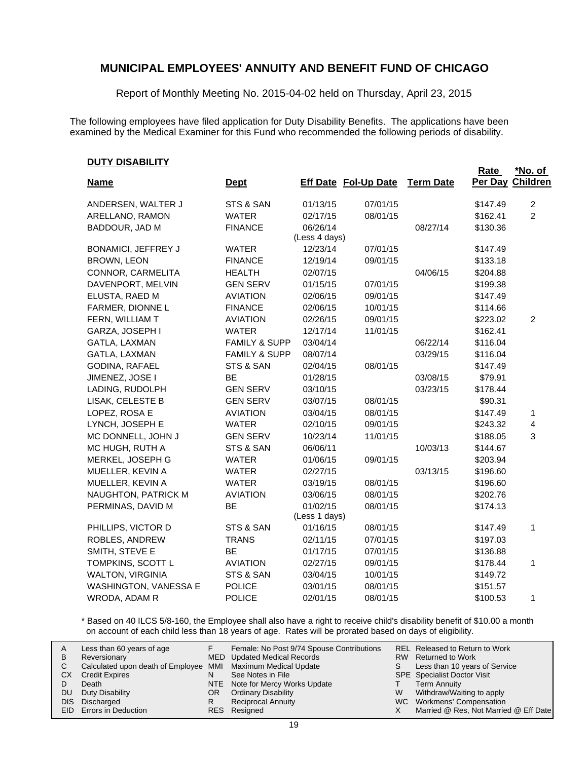# MUNICIPAL EMPLOYEES' ANNUITY AND BENEFIT FUND OF CHICAGO

Report of Monthly Meeting No. 2015-04-02 held on Thursday, April 23, 2015

The following employees have filed application for Duty Disability Benefits. The applications have been examined by the Medical Examiner for this Fund who recommended the following periods of disability.

## DUTY DISABILITY

| Name | Dept | Eff Date | Fol-Up Date | Term Date | Rate Per Day | *No. of Children |
|---|---|---|---|---|---|---|
| ANDERSEN, WALTER J | STS & SAN | 01/13/15 | 07/01/15 | | $147.49 | 2 |
| ARELLANO, RAMON | WATER | 02/17/15 | 08/01/15 | | $162.41 | 2 |
| BADDOUR, JAD M | FINANCE | 06/26/14 (Less 4 days) | | 08/27/14 | $130.36 | |
| BONAMICI, JEFFREY J | WATER | 12/23/14 | 07/01/15 | | $147.49 | |
| BROWN, LEON | FINANCE | 12/19/14 | 09/01/15 | | $133.18 | |
| CONNOR, CARMELITA | HEALTH | 02/07/15 | | 04/06/15 | $204.88 | |
| DAVENPORT, MELVIN | GEN SERV | 01/15/15 | 07/01/15 | | $199.38 | |
| ELUSTA, RAED M | AVIATION | 02/06/15 | 09/01/15 | | $147.49 | |
| FARMER, DIONNE L | FINANCE | 02/06/15 | 10/01/15 | | $114.66 | |
| FERN, WILLIAM T | AVIATION | 02/26/15 | 09/01/15 | | $223.02 | 2 |
| GARZA, JOSEPH I | WATER | 12/17/14 | 11/01/15 | | $162.41 | |
| GATLA, LAXMAN | FAMILY & SUPP | 03/04/14 | | 06/22/14 | $116.04 | |
| GATLA, LAXMAN | FAMILY & SUPP | 08/07/14 | | 03/29/15 | $116.04 | |
| GODINA, RAFAEL | STS & SAN | 02/04/15 | 08/01/15 | | $147.49 | |
| JIMENEZ, JOSE I | BE | 01/28/15 | | 03/08/15 | $79.91 | |
| LADING, RUDOLPH | GEN SERV | 03/10/15 | | 03/23/15 | $178.44 | |
| LISAK, CELESTE B | GEN SERV | 03/07/15 | 08/01/15 | | $90.31 | |
| LOPEZ, ROSA E | AVIATION | 03/04/15 | 08/01/15 | | $147.49 | 1 |
| LYNCH, JOSEPH E | WATER | 02/10/15 | 09/01/15 | | $243.32 | 4 |
| MC DONNELL, JOHN J | GEN SERV | 10/23/14 | 11/01/15 | | $188.05 | 3 |
| MC HUGH, RUTH A | STS & SAN | 06/06/11 | | 10/03/13 | $144.67 | |
| MERKEL, JOSEPH G | WATER | 01/06/15 | 09/01/15 | | $203.94 | |
| MUELLER, KEVIN A | WATER | 02/27/15 | | 03/13/15 | $196.60 | |
| MUELLER, KEVIN A | WATER | 03/19/15 | 08/01/15 | | $196.60 | |
| NAUGHTON, PATRICK M | AVIATION | 03/06/15 | 08/01/15 | | $202.76 | |
| PERMINAS, DAVID M | BE | 01/02/15 (Less 1 days) | 08/01/15 | | $174.13 | |
| PHILLIPS, VICTOR D | STS & SAN | 01/16/15 | 08/01/15 | | $147.49 | 1 |
| ROBLES, ANDREW | TRANS | 02/11/15 | 07/01/15 | | $197.03 | |
| SMITH, STEVE E | BE | 01/17/15 | 07/01/15 | | $136.88 | |
| TOMPKINS, SCOTT L | AVIATION | 02/27/15 | 09/01/15 | | $178.44 | 1 |
| WALTON, VIRGINIA | STS & SAN | 03/04/15 | 10/01/15 | | $149.72 | |
| WASHINGTON, VANESSA E | POLICE | 03/01/15 | 08/01/15 | | $151.57 | |
| WRODA, ADAM R | POLICE | 02/01/15 | 08/01/15 | | $100.53 | 1 |

\* Based on 40 ILCS 5/8-160, the Employee shall also have a right to receive child's disability benefit of $10.00 a month on account of each child less than 18 years of age. Rates will be prorated based on days of eligibility.

| | | | | | |
|---|---|---|---|---|---|
| A | Less than 60 years of age | F | Female: No Post 9/74 Spouse Contributions | REL | Released to Return to Work |
| B | Reversionary | MED | Updated Medical Records | RW | Returned to Work |
| C | Calculated upon death of Employee | MMI | Maximum Medical Update | S | Less than 10 years of Service |
| CX | Credit Expires | N | See Notes in File | SPE | Specialist Doctor Visit |
| D | Death | NTE | Note for Mercy Works Update | T | Term Annuity |
| DU | Duty Disability | OR | Ordinary Disability | W | Withdraw/Waiting to apply |
| DIS | Discharged | R | Reciprocal Annuity | WC | Workmens' Compensation |
| EID | Errors in Deduction | RES | Resigned | X | Married @ Res, Not Married @ Eff Date |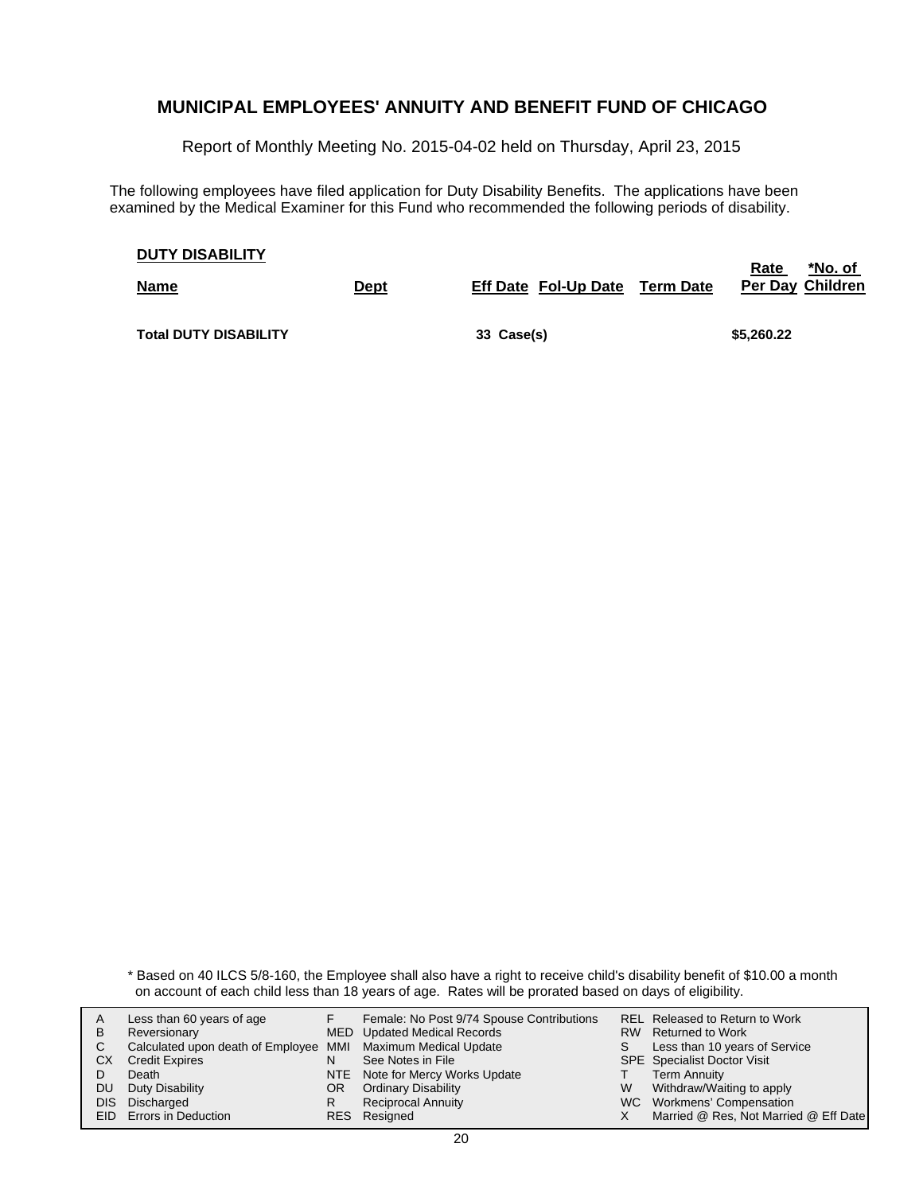## MUNICIPAL EMPLOYEES' ANNUITY AND BENEFIT FUND OF CHICAGO

Report of Monthly Meeting No. 2015-04-02 held on Thursday, April 23, 2015

The following employees have filed application for Duty Disability Benefits. The applications have been examined by the Medical Examiner for this Fund who recommended the following periods of disability.

**DUTY DISABILITY**

| Name | Dept | Eff Date | Fol-Up Date | Term Date | Rate Per Day | *No. of Children |
|---|---|---|---|---|---|---|
| **Total DUTY DISABILITY** | | **33 Case(s)** | | | **$5,260.22** | |

\* Based on 40 ILCS 5/8-160, the Employee shall also have a right to receive child's disability benefit of $10.00 a month on account of each child less than 18 years of age. Rates will be prorated based on days of eligibility.

| | | | | | |
|---|---|---|---|---|---|
| A | Less than 60 years of age | F | Female: No Post 9/74 Spouse Contributions | REL | Released to Return to Work |
| B | Reversionary | MED | Updated Medical Records | RW | Returned to Work |
| C | Calculated upon death of Employee | MMI | Maximum Medical Update | S | Less than 10 years of Service |
| CX | Credit Expires | N | See Notes in File | SPE | Specialist Doctor Visit |
| D | Death | NTE | Note for Mercy Works Update | T | Term Annuity |
| DU | Duty Disability | OR | Ordinary Disability | W | Withdraw/Waiting to apply |
| DIS | Discharged | R | Reciprocal Annuity | WC | Workmens' Compensation |
| EID | Errors in Deduction | RES | Resigned | X | Married @ Res, Not Married @ Eff Date |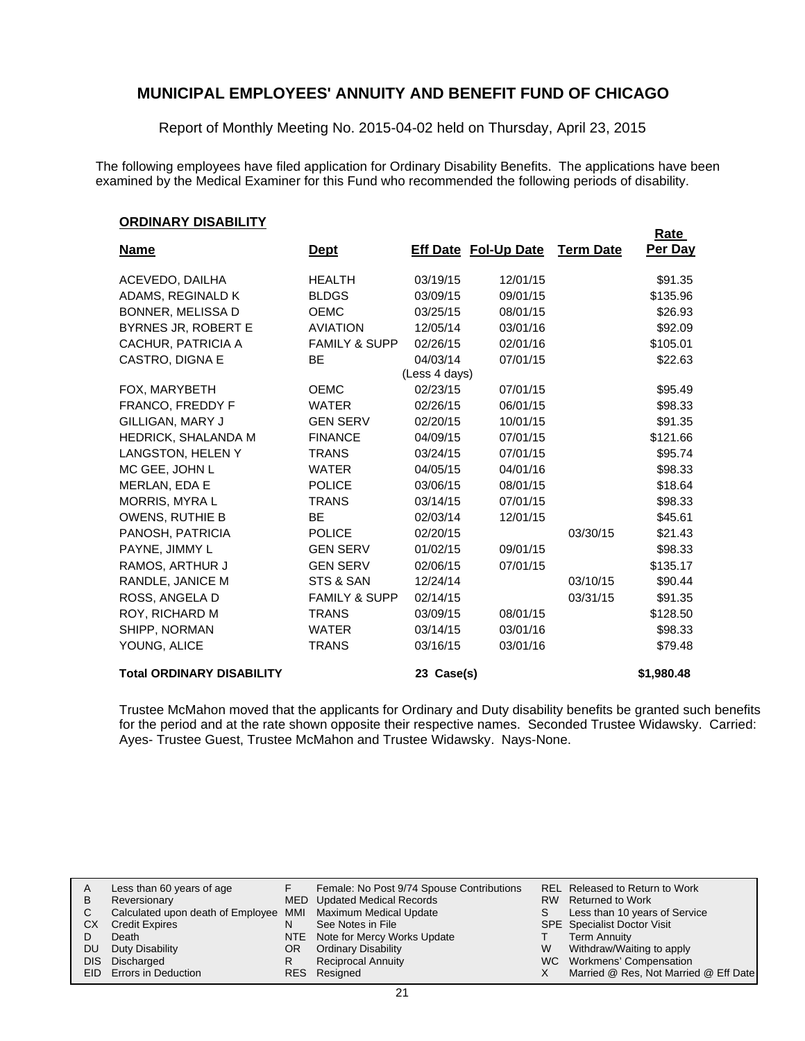# MUNICIPAL EMPLOYEES' ANNUITY AND BENEFIT FUND OF CHICAGO

Report of Monthly Meeting No. 2015-04-02 held on Thursday, April 23, 2015

The following employees have filed application for Ordinary Disability Benefits. The applications have been examined by the Medical Examiner for this Fund who recommended the following periods of disability.

## ORDINARY DISABILITY

| Name | Dept | Eff Date | Fol-Up Date | Term Date | Rate Per Day |
|---|---|---|---|---|---|
| ACEVEDO, DAILHA | HEALTH | 03/19/15 | 12/01/15 | | $91.35 |
| ADAMS, REGINALD K | BLDGS | 03/09/15 | 09/01/15 | | $135.96 |
| BONNER, MELISSA D | OEMC | 03/25/15 | 08/01/15 | | $26.93 |
| BYRNES JR, ROBERT E | AVIATION | 12/05/14 | 03/01/16 | | $92.09 |
| CACHUR, PATRICIA A | FAMILY & SUPP | 02/26/15 | 02/01/16 | | $105.01 |
| CASTRO, DIGNA E | BE | 04/03/14 (Less 4 days) | 07/01/15 | | $22.63 |
| FOX, MARYBETH | OEMC | 02/23/15 | 07/01/15 | | $95.49 |
| FRANCO, FREDDY F | WATER | 02/26/15 | 06/01/15 | | $98.33 |
| GILLIGAN, MARY J | GEN SERV | 02/20/15 | 10/01/15 | | $91.35 |
| HEDRICK, SHALANDA M | FINANCE | 04/09/15 | 07/01/15 | | $121.66 |
| LANGSTON, HELEN Y | TRANS | 03/24/15 | 07/01/15 | | $95.74 |
| MC GEE, JOHN L | WATER | 04/05/15 | 04/01/16 | | $98.33 |
| MERLAN, EDA E | POLICE | 03/06/15 | 08/01/15 | | $18.64 |
| MORRIS, MYRA L | TRANS | 03/14/15 | 07/01/15 | | $98.33 |
| OWENS, RUTHIE B | BE | 02/03/14 | 12/01/15 | | $45.61 |
| PANOSH, PATRICIA | POLICE | 02/20/15 | | 03/30/15 | $21.43 |
| PAYNE, JIMMY L | GEN SERV | 01/02/15 | 09/01/15 | | $98.33 |
| RAMOS, ARTHUR J | GEN SERV | 02/06/15 | 07/01/15 | | $135.17 |
| RANDLE, JANICE M | STS & SAN | 12/24/14 | | 03/10/15 | $90.44 |
| ROSS, ANGELA D | FAMILY & SUPP | 02/14/15 | | 03/31/15 | $91.35 |
| ROY, RICHARD M | TRANS | 03/09/15 | 08/01/15 | | $128.50 |
| SHIPP, NORMAN | WATER | 03/14/15 | 03/01/16 | | $98.33 |
| YOUNG, ALICE | TRANS | 03/16/15 | 03/01/16 | | $79.48 |
| **Total ORDINARY DISABILITY** | | **23 Case(s)** | | | **$1,980.48** |

Trustee McMahon moved that the applicants for Ordinary and Duty disability benefits be granted such benefits for the period and at the rate shown opposite their respective names. Seconded Trustee Widawsky. Carried: Ayes- Trustee Guest, Trustee McMahon and Trustee Widawsky. Nays-None.

| | | | | | |
|---|---|---|---|---|---|
| A | Less than 60 years of age | F | Female: No Post 9/74 Spouse Contributions | REL | Released to Return to Work |
| B | Reversionary | MED | Updated Medical Records | RW | Returned to Work |
| C | Calculated upon death of Employee | MMI | Maximum Medical Update | S | Less than 10 years of Service |
| CX | Credit Expires | N | See Notes in File | SPE | Specialist Doctor Visit |
| D | Death | NTE | Note for Mercy Works Update | T | Term Annuity |
| DU | Duty Disability | OR | Ordinary Disability | W | Withdraw/Waiting to apply |
| DIS | Discharged | R | Reciprocal Annuity | WC | Workmens' Compensation |
| EID | Errors in Deduction | RES | Resigned | X | Married @ Res, Not Married @ Eff Date |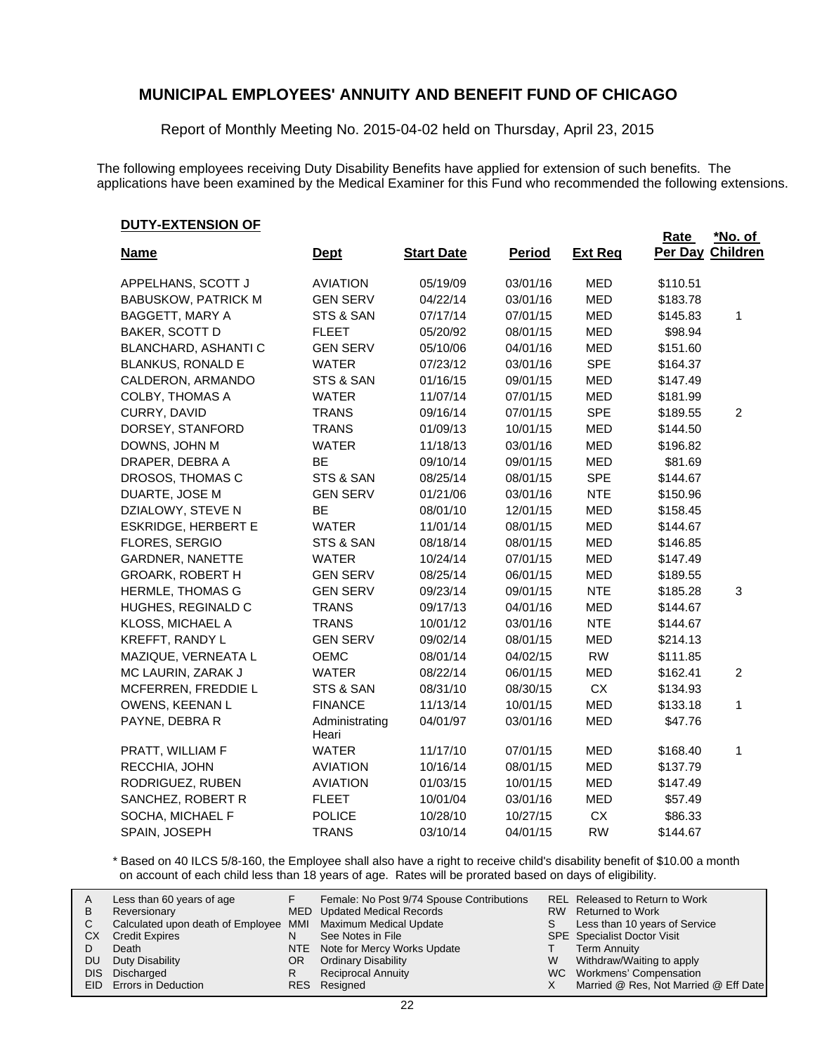# MUNICIPAL EMPLOYEES' ANNUITY AND BENEFIT FUND OF CHICAGO

Report of Monthly Meeting No. 2015-04-02 held on Thursday, April 23, 2015

The following employees receiving Duty Disability Benefits have applied for extension of such benefits. The applications have been examined by the Medical Examiner for this Fund who recommended the following extensions.

**DUTY-EXTENSION OF**

| Name | Dept | Start Date | Period | Ext Req | Rate Per Day | *No. of Children |
|---|---|---|---|---|---|---|
| APPELHANS, SCOTT J | AVIATION | 05/19/09 | 03/01/16 | MED | $110.51 | |
| BABUSKOW, PATRICK M | GEN SERV | 04/22/14 | 03/01/16 | MED | $183.78 | |
| BAGGETT, MARY A | STS & SAN | 07/17/14 | 07/01/15 | MED | $145.83 | 1 |
| BAKER, SCOTT D | FLEET | 05/20/92 | 08/01/15 | MED | $98.94 | |
| BLANCHARD, ASHANTI C | GEN SERV | 05/10/06 | 04/01/16 | MED | $151.60 | |
| BLANKUS, RONALD E | WATER | 07/23/12 | 03/01/16 | SPE | $164.37 | |
| CALDERON, ARMANDO | STS & SAN | 01/16/15 | 09/01/15 | MED | $147.49 | |
| COLBY, THOMAS A | WATER | 11/07/14 | 07/01/15 | MED | $181.99 | |
| CURRY, DAVID | TRANS | 09/16/14 | 07/01/15 | SPE | $189.55 | 2 |
| DORSEY, STANFORD | TRANS | 01/09/13 | 10/01/15 | MED | $144.50 | |
| DOWNS, JOHN M | WATER | 11/18/13 | 03/01/16 | MED | $196.82 | |
| DRAPER, DEBRA A | BE | 09/10/14 | 09/01/15 | MED | $81.69 | |
| DROSOS, THOMAS C | STS & SAN | 08/25/14 | 08/01/15 | SPE | $144.67 | |
| DUARTE, JOSE M | GEN SERV | 01/21/06 | 03/01/16 | NTE | $150.96 | |
| DZIALOWY, STEVE N | BE | 08/01/10 | 12/01/15 | MED | $158.45 | |
| ESKRIDGE, HERBERT E | WATER | 11/01/14 | 08/01/15 | MED | $144.67 | |
| FLORES, SERGIO | STS & SAN | 08/18/14 | 08/01/15 | MED | $146.85 | |
| GARDNER, NANETTE | WATER | 10/24/14 | 07/01/15 | MED | $147.49 | |
| GROARK, ROBERT H | GEN SERV | 08/25/14 | 06/01/15 | MED | $189.55 | |
| HERMLE, THOMAS G | GEN SERV | 09/23/14 | 09/01/15 | NTE | $185.28 | 3 |
| HUGHES, REGINALD C | TRANS | 09/17/13 | 04/01/16 | MED | $144.67 | |
| KLOSS, MICHAEL A | TRANS | 10/01/12 | 03/01/16 | NTE | $144.67 | |
| KREFFT, RANDY L | GEN SERV | 09/02/14 | 08/01/15 | MED | $214.13 | |
| MAZIQUE, VERNEATA L | OEMC | 08/01/14 | 04/02/15 | RW | $111.85 | |
| MC LAURIN, ZARAK J | WATER | 08/22/14 | 06/01/15 | MED | $162.41 | 2 |
| MCFERREN, FREDDIE L | STS & SAN | 08/31/10 | 08/30/15 | CX | $134.93 | |
| OWENS, KEENAN L | FINANCE | 11/13/14 | 10/01/15 | MED | $133.18 | 1 |
| PAYNE, DEBRA R | Administrating Heari | 04/01/97 | 03/01/16 | MED | $47.76 | |
| PRATT, WILLIAM F | WATER | 11/17/10 | 07/01/15 | MED | $168.40 | 1 |
| RECCHIA, JOHN | AVIATION | 10/16/14 | 08/01/15 | MED | $137.79 | |
| RODRIGUEZ, RUBEN | AVIATION | 01/03/15 | 10/01/15 | MED | $147.49 | |
| SANCHEZ, ROBERT R | FLEET | 10/01/04 | 03/01/16 | MED | $57.49 | |
| SOCHA, MICHAEL F | POLICE | 10/28/10 | 10/27/15 | CX | $86.33 | |
| SPAIN, JOSEPH | TRANS | 03/10/14 | 04/01/15 | RW | $144.67 | |

\* Based on 40 ILCS 5/8-160, the Employee shall also have a right to receive child's disability benefit of $10.00 a month on account of each child less than 18 years of age. Rates will be prorated based on days of eligibility.

| | | | | | |
|---|---|---|---|---|---|
| A | Less than 60 years of age | F | Female: No Post 9/74 Spouse Contributions | REL | Released to Return to Work |
| B | Reversionary | MED | Updated Medical Records | RW | Returned to Work |
| C | Calculated upon death of Employee | MMI | Maximum Medical Update | S | Less than 10 years of Service |
| CX | Credit Expires | N | See Notes in File | SPE | Specialist Doctor Visit |
| D | Death | NTE | Note for Mercy Works Update | T | Term Annuity |
| DU | Duty Disability | OR | Ordinary Disability | W | Withdraw/Waiting to apply |
| DIS | Discharged | R | Reciprocal Annuity | WC | Workmens' Compensation |
| EID | Errors in Deduction | RES | Resigned | X | Married @ Res, Not Married @ Eff Date |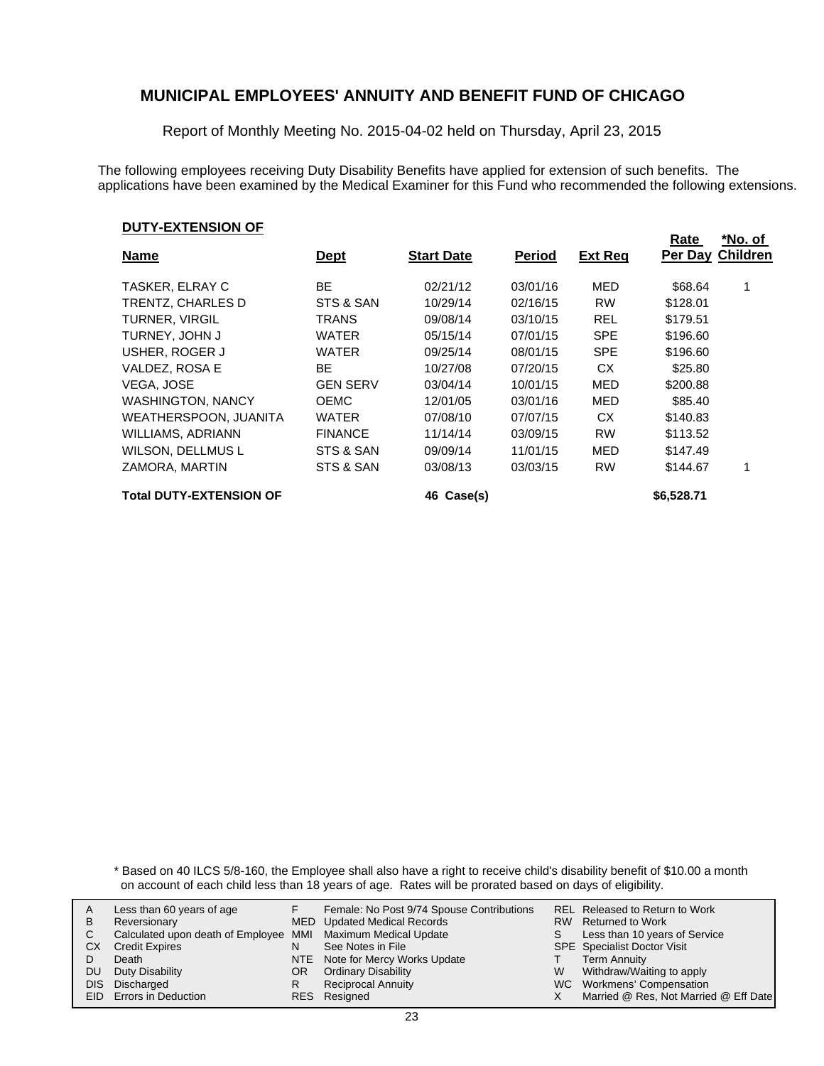# MUNICIPAL EMPLOYEES' ANNUITY AND BENEFIT FUND OF CHICAGO

Report of Monthly Meeting No. 2015-04-02 held on Thursday, April 23, 2015

The following employees receiving Duty Disability Benefits have applied for extension of such benefits. The applications have been examined by the Medical Examiner for this Fund who recommended the following extensions.

## DUTY-EXTENSION OF

| Name | Dept | Start Date | Period | Ext Req | Rate Per Day | *No. of Children |
|---|---|---|---|---|---|---|
| TASKER, ELRAY C | BE | 02/21/12 | 03/01/16 | MED | $68.64 | 1 |
| TRENTZ, CHARLES D | STS & SAN | 10/29/14 | 02/16/15 | RW | $128.01 | |
| TURNER, VIRGIL | TRANS | 09/08/14 | 03/10/15 | REL | $179.51 | |
| TURNEY, JOHN J | WATER | 05/15/14 | 07/01/15 | SPE | $196.60 | |
| USHER, ROGER J | WATER | 09/25/14 | 08/01/15 | SPE | $196.60 | |
| VALDEZ, ROSA E | BE | 10/27/08 | 07/20/15 | CX | $25.80 | |
| VEGA, JOSE | GEN SERV | 03/04/14 | 10/01/15 | MED | $200.88 | |
| WASHINGTON, NANCY | OEMC | 12/01/05 | 03/01/16 | MED | $85.40 | |
| WEATHERSPOON, JUANITA | WATER | 07/08/10 | 07/07/15 | CX | $140.83 | |
| WILLIAMS, ADRIANN | FINANCE | 11/14/14 | 03/09/15 | RW | $113.52 | |
| WILSON, DELLMUS L | STS & SAN | 09/09/14 | 11/01/15 | MED | $147.49 | |
| ZAMORA, MARTIN | STS & SAN | 03/08/13 | 03/03/15 | RW | $144.67 | 1 |
| **Total DUTY-EXTENSION OF** | | **46 Case(s)** | | | **$6,528.71** | |

\* Based on 40 ILCS 5/8-160, the Employee shall also have a right to receive child's disability benefit of $10.00 a month on account of each child less than 18 years of age. Rates will be prorated based on days of eligibility.

| | | | | | |
|---|---|---|---|---|---|
| A | Less than 60 years of age | F | Female: No Post 9/74 Spouse Contributions | REL | Released to Return to Work |
| B | Reversionary | MED | Updated Medical Records | RW | Returned to Work |
| C | Calculated upon death of Employee | MMI | Maximum Medical Update | S | Less than 10 years of Service |
| CX | Credit Expires | N | See Notes in File | SPE | Specialist Doctor Visit |
| D | Death | NTE | Note for Mercy Works Update | T | Term Annuity |
| DU | Duty Disability | OR | Ordinary Disability | W | Withdraw/Waiting to apply |
| DIS | Discharged | R | Reciprocal Annuity | WC | Workmens' Compensation |
| EID | Errors in Deduction | RES | Resigned | X | Married @ Res, Not Married @ Eff Date |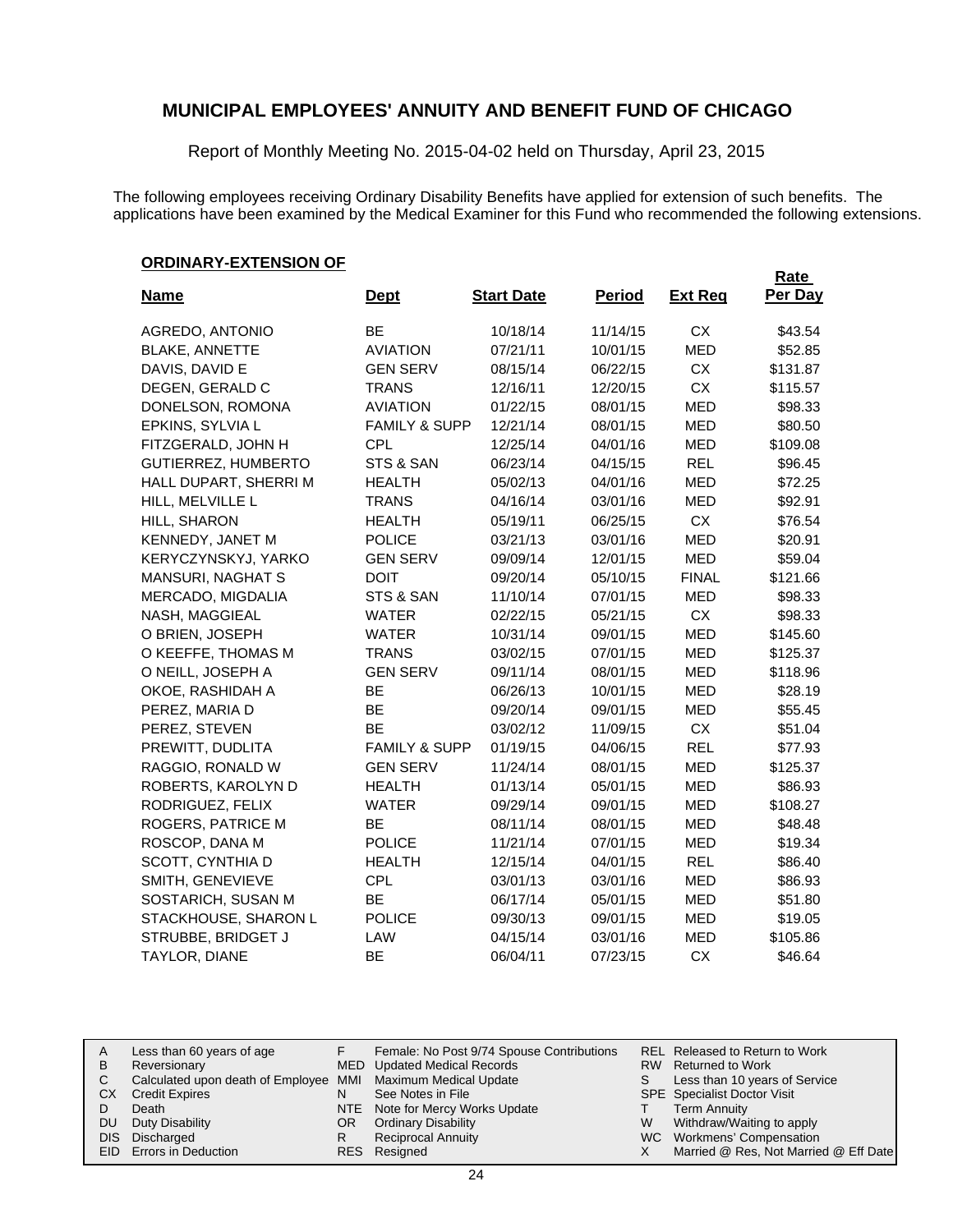## MUNICIPAL EMPLOYEES' ANNUITY AND BENEFIT FUND OF CHICAGO

Report of Monthly Meeting No. 2015-04-02 held on Thursday, April 23, 2015

The following employees receiving Ordinary Disability Benefits have applied for extension of such benefits. The applications have been examined by the Medical Examiner for this Fund who recommended the following extensions.

**ORDINARY-EXTENSION OF**

| Name | Dept | Start Date | Period | Ext Req | Rate Per Day |
|---|---|---|---|---|---|
| AGREDO, ANTONIO | BE | 10/18/14 | 11/14/15 | CX | $43.54 |
| BLAKE, ANNETTE | AVIATION | 07/21/11 | 10/01/15 | MED | $52.85 |
| DAVIS, DAVID E | GEN SERV | 08/15/14 | 06/22/15 | CX | $131.87 |
| DEGEN, GERALD C | TRANS | 12/16/11 | 12/20/15 | CX | $115.57 |
| DONELSON, ROMONA | AVIATION | 01/22/15 | 08/01/15 | MED | $98.33 |
| EPKINS, SYLVIA L | FAMILY & SUPP | 12/21/14 | 08/01/15 | MED | $80.50 |
| FITZGERALD, JOHN H | CPL | 12/25/14 | 04/01/16 | MED | $109.08 |
| GUTIERREZ, HUMBERTO | STS & SAN | 06/23/14 | 04/15/15 | REL | $96.45 |
| HALL DUPART, SHERRI M | HEALTH | 05/02/13 | 04/01/16 | MED | $72.25 |
| HILL, MELVILLE L | TRANS | 04/16/14 | 03/01/16 | MED | $92.91 |
| HILL, SHARON | HEALTH | 05/19/11 | 06/25/15 | CX | $76.54 |
| KENNEDY, JANET M | POLICE | 03/21/13 | 03/01/16 | MED | $20.91 |
| KERYCZYNSKYJ, YARKO | GEN SERV | 09/09/14 | 12/01/15 | MED | $59.04 |
| MANSURI, NAGHAT S | DOIT | 09/20/14 | 05/10/15 | FINAL | $121.66 |
| MERCADO, MIGDALIA | STS & SAN | 11/10/14 | 07/01/15 | MED | $98.33 |
| NASH, MAGGIEAL | WATER | 02/22/15 | 05/21/15 | CX | $98.33 |
| O BRIEN, JOSEPH | WATER | 10/31/14 | 09/01/15 | MED | $145.60 |
| O KEEFFE, THOMAS M | TRANS | 03/02/15 | 07/01/15 | MED | $125.37 |
| O NEILL, JOSEPH A | GEN SERV | 09/11/14 | 08/01/15 | MED | $118.96 |
| OKOE, RASHIDAH A | BE | 06/26/13 | 10/01/15 | MED | $28.19 |
| PEREZ, MARIA D | BE | 09/20/14 | 09/01/15 | MED | $55.45 |
| PEREZ, STEVEN | BE | 03/02/12 | 11/09/15 | CX | $51.04 |
| PREWITT, DUDLITA | FAMILY & SUPP | 01/19/15 | 04/06/15 | REL | $77.93 |
| RAGGIO, RONALD W | GEN SERV | 11/24/14 | 08/01/15 | MED | $125.37 |
| ROBERTS, KAROLYN D | HEALTH | 01/13/14 | 05/01/15 | MED | $86.93 |
| RODRIGUEZ, FELIX | WATER | 09/29/14 | 09/01/15 | MED | $108.27 |
| ROGERS, PATRICE M | BE | 08/11/14 | 08/01/15 | MED | $48.48 |
| ROSCOP, DANA M | POLICE | 11/21/14 | 07/01/15 | MED | $19.34 |
| SCOTT, CYNTHIA D | HEALTH | 12/15/14 | 04/01/15 | REL | $86.40 |
| SMITH, GENEVIEVE | CPL | 03/01/13 | 03/01/16 | MED | $86.93 |
| SOSTARICH, SUSAN M | BE | 06/17/14 | 05/01/15 | MED | $51.80 |
| STACKHOUSE, SHARON L | POLICE | 09/30/13 | 09/01/15 | MED | $19.05 |
| STRUBBE, BRIDGET J | LAW | 04/15/14 | 03/01/16 | MED | $105.86 |
| TAYLOR, DIANE | BE | 06/04/11 | 07/23/15 | CX | $46.64 |

| | | | | | |
|---|---|---|---|---|---|
| A | Less than 60 years of age | F | Female: No Post 9/74 Spouse Contributions | REL | Released to Return to Work |
| B | Reversionary | MED | Updated Medical Records | RW | Returned to Work |
| C | Calculated upon death of Employee | MMI | Maximum Medical Update | S | Less than 10 years of Service |
| CX | Credit Expires | N | See Notes in File | SPE | Specialist Doctor Visit |
| D | Death | NTE | Note for Mercy Works Update | T | Term Annuity |
| DU | Duty Disability | OR | Ordinary Disability | W | Withdraw/Waiting to apply |
| DIS | Discharged | R | Reciprocal Annuity | WC | Workmens' Compensation |
| EID | Errors in Deduction | RES | Resigned | X | Married @ Res, Not Married @ Eff Date |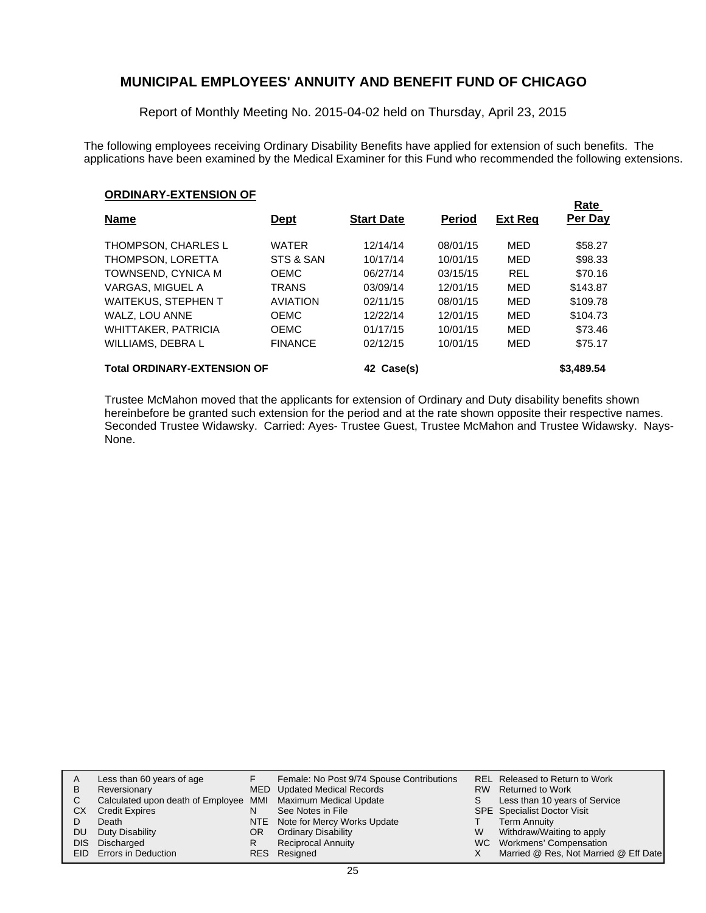# MUNICIPAL EMPLOYEES' ANNUITY AND BENEFIT FUND OF CHICAGO

Report of Monthly Meeting No. 2015-04-02 held on Thursday, April 23, 2015

The following employees receiving Ordinary Disability Benefits have applied for extension of such benefits. The applications have been examined by the Medical Examiner for this Fund who recommended the following extensions.

**ORDINARY-EXTENSION OF**

| Name | Dept | Start Date | Period | Ext Req | Rate Per Day |
|---|---|---|---|---|---|
| THOMPSON, CHARLES L | WATER | 12/14/14 | 08/01/15 | MED | $58.27 |
| THOMPSON, LORETTA | STS & SAN | 10/17/14 | 10/01/15 | MED | $98.33 |
| TOWNSEND, CYNICA M | OEMC | 06/27/14 | 03/15/15 | REL | $70.16 |
| VARGAS, MIGUEL A | TRANS | 03/09/14 | 12/01/15 | MED | $143.87 |
| WAITEKUS, STEPHEN T | AVIATION | 02/11/15 | 08/01/15 | MED | $109.78 |
| WALZ, LOU ANNE | OEMC | 12/22/14 | 12/01/15 | MED | $104.73 |
| WHITTAKER, PATRICIA | OEMC | 01/17/15 | 10/01/15 | MED | $73.46 |
| WILLIAMS, DEBRA L | FINANCE | 02/12/15 | 10/01/15 | MED | $75.17 |
| **Total ORDINARY-EXTENSION OF** | | **42 Case(s)** | | | **$3,489.54** |

Trustee McMahon moved that the applicants for extension of Ordinary and Duty disability benefits shown hereinbefore be granted such extension for the period and at the rate shown opposite their respective names. Seconded Trustee Widawsky. Carried: Ayes- Trustee Guest, Trustee McMahon and Trustee Widawsky. Nays- None.

| | | | | | |
|---|---|---|---|---|---|
| A | Less than 60 years of age | F | Female: No Post 9/74 Spouse Contributions | REL | Released to Return to Work |
| B | Reversionary | MED | Updated Medical Records | RW | Returned to Work |
| C | Calculated upon death of Employee | MMI | Maximum Medical Update | S | Less than 10 years of Service |
| CX | Credit Expires | N | See Notes in File | SPE | Specialist Doctor Visit |
| D | Death | NTE | Note for Mercy Works Update | T | Term Annuity |
| DU | Duty Disability | OR | Ordinary Disability | W | Withdraw/Waiting to apply |
| DIS | Discharged | R | Reciprocal Annuity | WC | Workmens' Compensation |
| EID | Errors in Deduction | RES | Resigned | X | Married @ Res, Not Married @ Eff Date |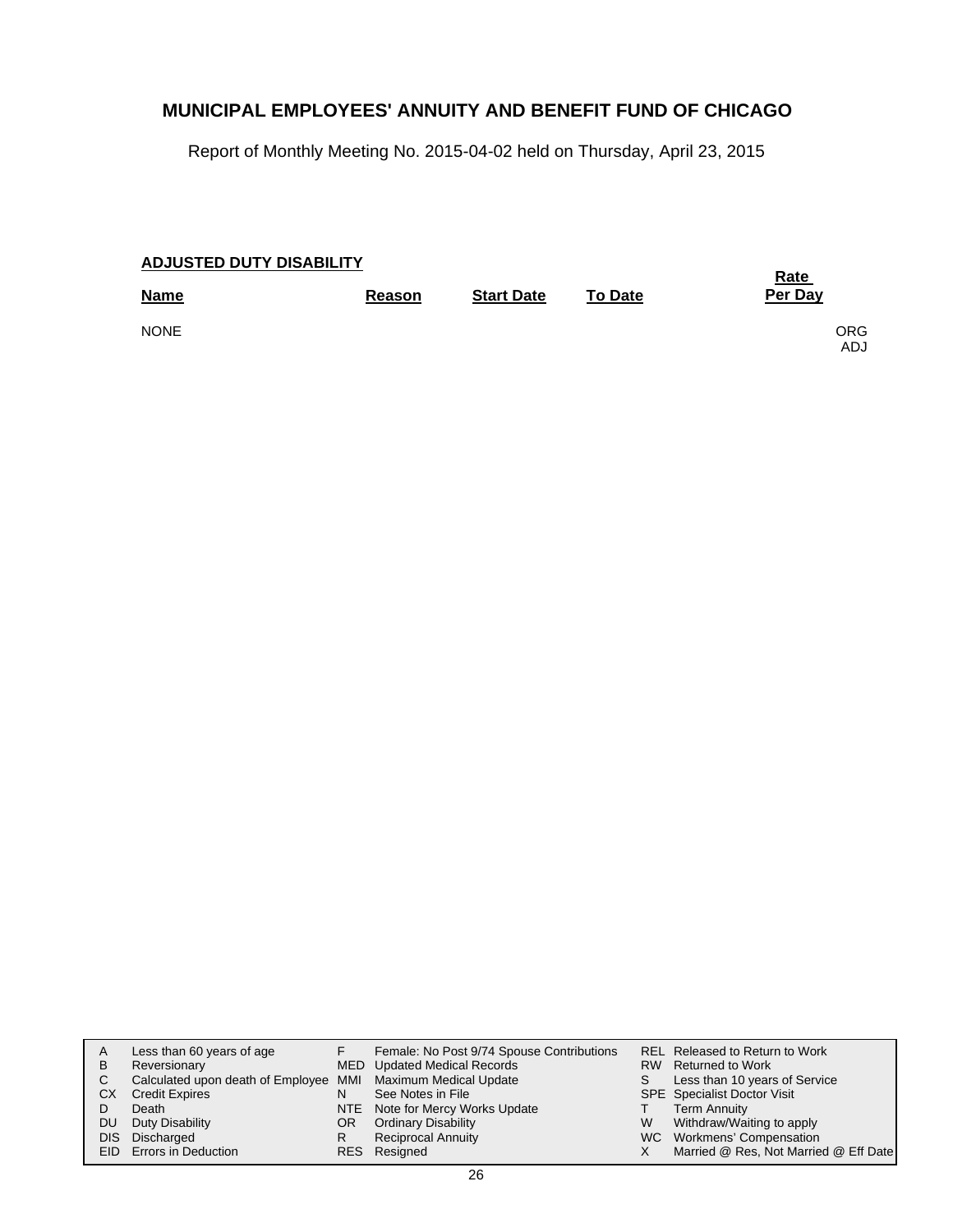# MUNICIPAL EMPLOYEES' ANNUITY AND BENEFIT FUND OF CHICAGO

Report of Monthly Meeting No. 2015-04-02 held on Thursday, April 23, 2015

**ADJUSTED DUTY DISABILITY**

| Name | Reason | Start Date | To Date | Rate Per Day | |
|---|---|---|---|---|---|
| NONE | | | | | ORG ADJ |

| | | | | | |
|---|---|---|---|---|---|
| A | Less than 60 years of age | F | Female: No Post 9/74 Spouse Contributions | REL | Released to Return to Work |
| B | Reversionary | MED | Updated Medical Records | RW | Returned to Work |
| C | Calculated upon death of Employee | MMI | Maximum Medical Update | S | Less than 10 years of Service |
| CX | Credit Expires | N | See Notes in File | SPE | Specialist Doctor Visit |
| D | Death | NTE | Note for Mercy Works Update | T | Term Annuity |
| DU | Duty Disability | OR | Ordinary Disability | W | Withdraw/Waiting to apply |
| DIS | Discharged | R | Reciprocal Annuity | WC | Workmens' Compensation |
| EID | Errors in Deduction | RES | Resigned | X | Married @ Res, Not Married @ Eff Date |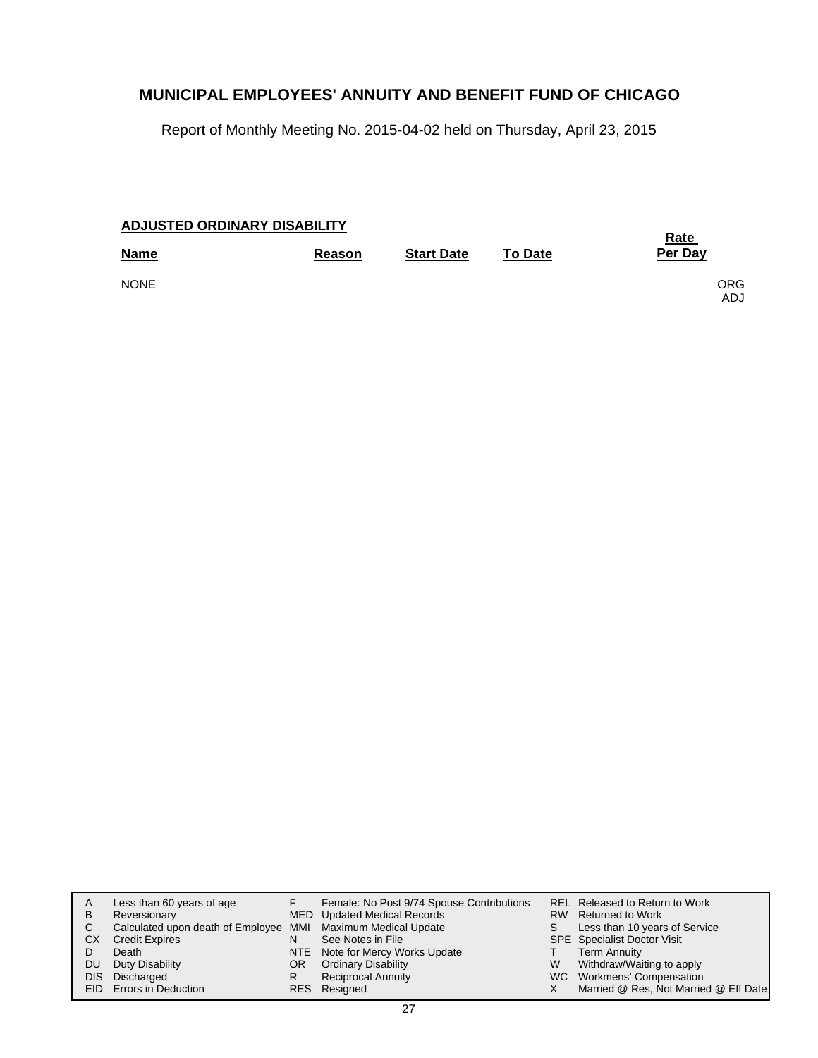# MUNICIPAL EMPLOYEES' ANNUITY AND BENEFIT FUND OF CHICAGO

Report of Monthly Meeting No. 2015-04-02 held on Thursday, April 23, 2015

**ADJUSTED ORDINARY DISABILITY**

| Name | Reason | Start Date | To Date | Rate Per Day |
|---|---|---|---|---|
| NONE | | | | ORG<br>ADJ |

| | | | | | |
|---|---|---|---|---|---|
| A | Less than 60 years of age | F | Female: No Post 9/74 Spouse Contributions | REL | Released to Return to Work |
| B | Reversionary | MED | Updated Medical Records | RW | Returned to Work |
| C | Calculated upon death of Employee | MMI | Maximum Medical Update | S | Less than 10 years of Service |
| CX | Credit Expires | N | See Notes in File | SPE | Specialist Doctor Visit |
| D | Death | NTE | Note for Mercy Works Update | T | Term Annuity |
| DU | Duty Disability | OR | Ordinary Disability | W | Withdraw/Waiting to apply |
| DIS | Discharged | R | Reciprocal Annuity | WC | Workmens' Compensation |
| EID | Errors in Deduction | RES | Resigned | X | Married @ Res, Not Married @ Eff Date |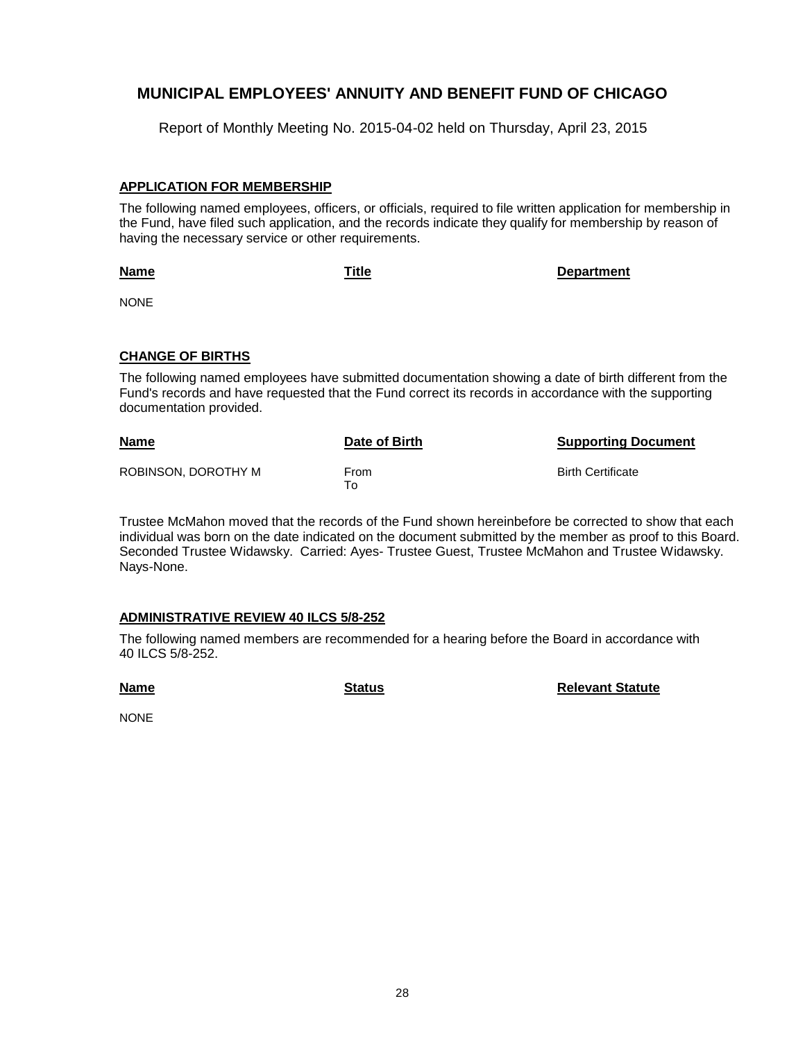# MUNICIPAL EMPLOYEES' ANNUITY AND BENEFIT FUND OF CHICAGO

Report of Monthly Meeting No. 2015-04-02 held on Thursday, April 23, 2015

## APPLICATION FOR MEMBERSHIP

The following named employees, officers, or officials, required to file written application for membership in the Fund, have filed such application, and the records indicate they qualify for membership by reason of having the necessary service or other requirements.

| Name | Title | Department |
|---|---|---|
| NONE | | |

## CHANGE OF BIRTHS

The following named employees have submitted documentation showing a date of birth different from the Fund's records and have requested that the Fund correct its records in accordance with the supporting documentation provided.

| Name | Date of Birth | Supporting Document |
|---|---|---|
| ROBINSON, DOROTHY M | From<br>To | Birth Certificate |

Trustee McMahon moved that the records of the Fund shown hereinbefore be corrected to show that each individual was born on the date indicated on the document submitted by the member as proof to this Board. Seconded Trustee Widawsky. Carried: Ayes- Trustee Guest, Trustee McMahon and Trustee Widawsky. Nays-None.

## ADMINISTRATIVE REVIEW 40 ILCS 5/8-252

The following named members are recommended for a hearing before the Board in accordance with 40 ILCS 5/8-252.

| Name | Status | Relevant Statute |
|---|---|---|
| NONE | | |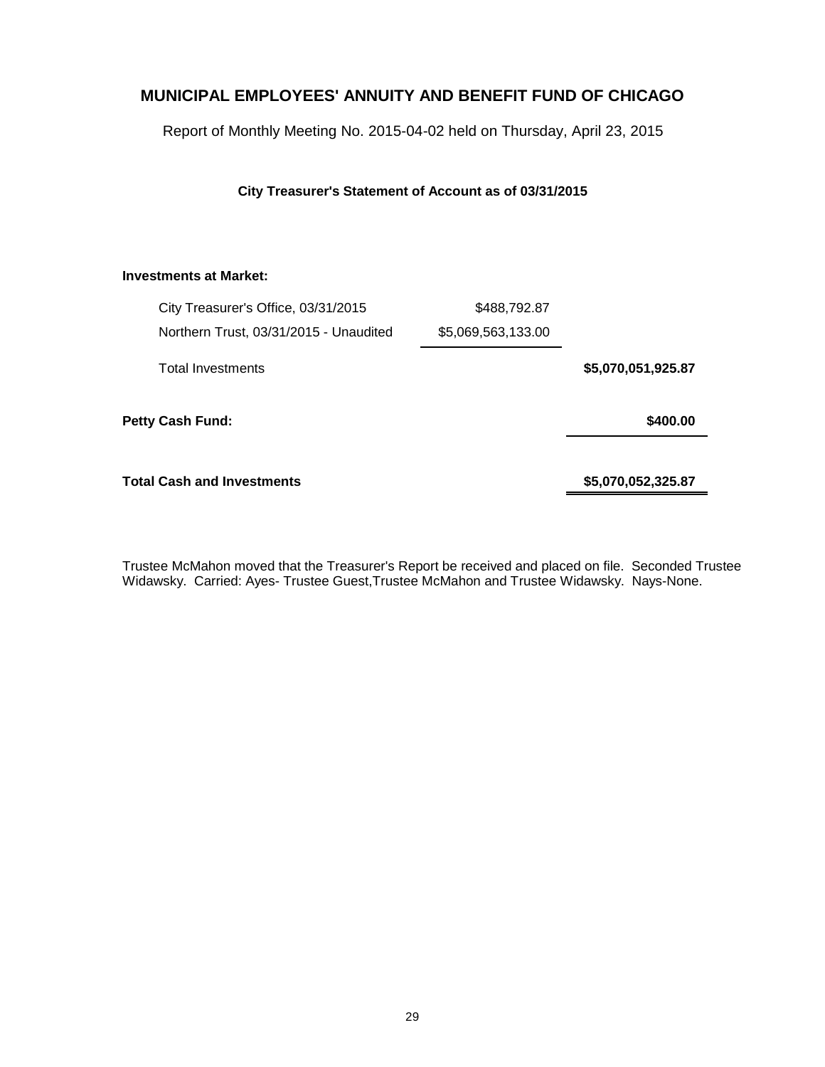# MUNICIPAL EMPLOYEES' ANNUITY AND BENEFIT FUND OF CHICAGO

Report of Monthly Meeting No. 2015-04-02 held on Thursday, April 23, 2015

**City Treasurer's Statement of Account as of 03/31/2015**

| | | |
|---|---|---|
| **Investments at Market:** | | |
| City Treasurer's Office, 03/31/2015 | $488,792.87 | |
| Northern Trust, 03/31/2015 - Unaudited | $5,069,563,133.00 | |
| Total Investments | | **$5,070,051,925.87** |
| **Petty Cash Fund:** | | **$400.00** |
| **Total Cash and Investments** | | **$5,070,052,325.87** |

Trustee McMahon moved that the Treasurer's Report be received and placed on file. Seconded Trustee Widawsky. Carried: Ayes- Trustee Guest,Trustee McMahon and Trustee Widawsky. Nays-None.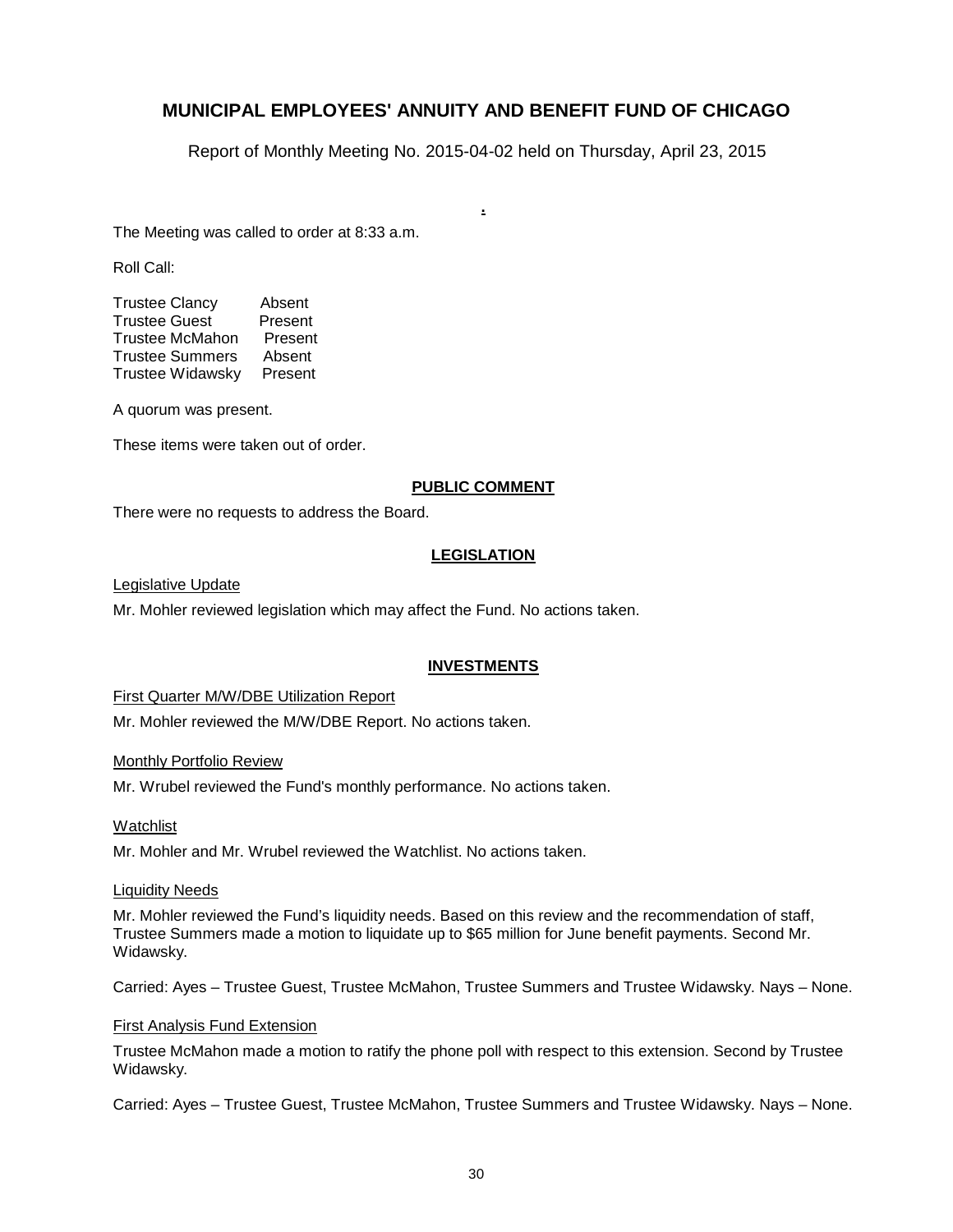# MUNICIPAL EMPLOYEES' ANNUITY AND BENEFIT FUND OF CHICAGO

Report of Monthly Meeting No. 2015-04-02 held on Thursday, April 23, 2015

.

The Meeting was called to order at 8:33 a.m.

Roll Call:

Trustee Clancy Absent
Trustee Guest Present
Trustee McMahon Present
Trustee Summers Absent
Trustee Widawsky Present

A quorum was present.

These items were taken out of order.

## PUBLIC COMMENT

There were no requests to address the Board.

## LEGISLATION

Legislative Update

Mr. Mohler reviewed legislation which may affect the Fund. No actions taken.

## INVESTMENTS

First Quarter M/W/DBE Utilization Report

Mr. Mohler reviewed the M/W/DBE Report. No actions taken.

Monthly Portfolio Review

Mr. Wrubel reviewed the Fund's monthly performance. No actions taken.

Watchlist

Mr. Mohler and Mr. Wrubel reviewed the Watchlist. No actions taken.

Liquidity Needs

Mr. Mohler reviewed the Fund's liquidity needs. Based on this review and the recommendation of staff, Trustee Summers made a motion to liquidate up to $65 million for June benefit payments. Second Mr. Widawsky.

Carried: Ayes – Trustee Guest, Trustee McMahon, Trustee Summers and Trustee Widawsky. Nays – None.

First Analysis Fund Extension

Trustee McMahon made a motion to ratify the phone poll with respect to this extension. Second by Trustee Widawsky.

Carried: Ayes – Trustee Guest, Trustee McMahon, Trustee Summers and Trustee Widawsky. Nays – None.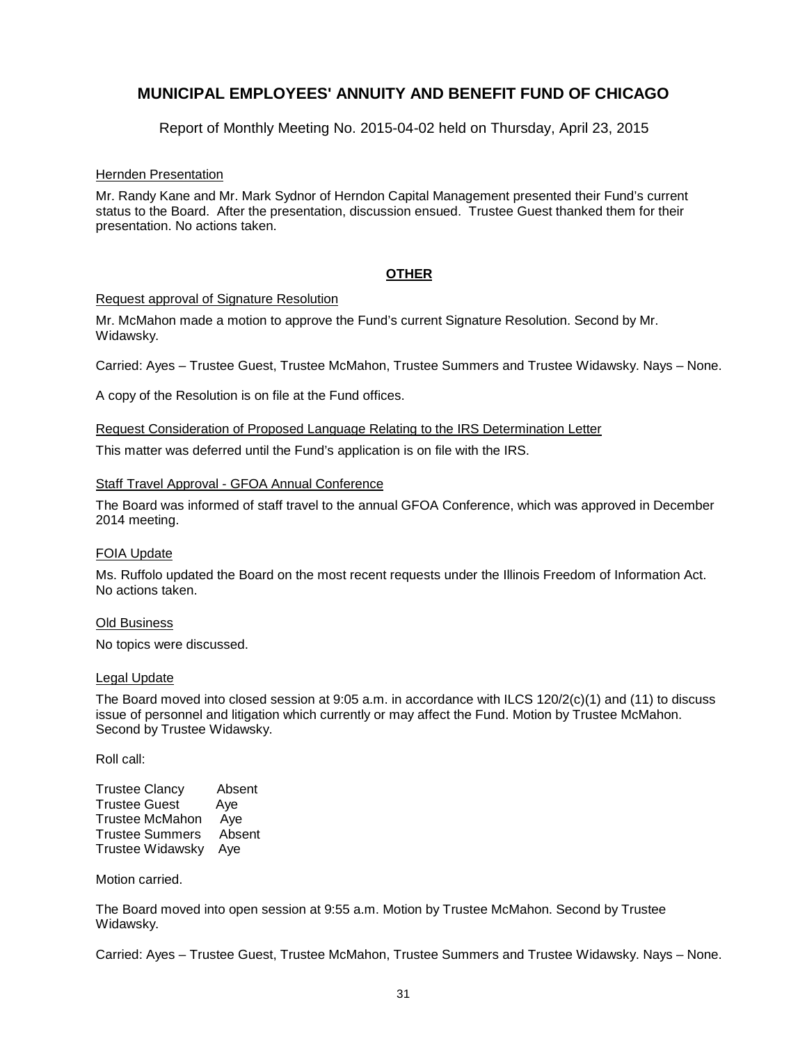# MUNICIPAL EMPLOYEES' ANNUITY AND BENEFIT FUND OF CHICAGO

Report of Monthly Meeting No. 2015-04-02 held on Thursday, April 23, 2015

Hernden Presentation

Mr. Randy Kane and Mr. Mark Sydnor of Herndon Capital Management presented their Fund's current status to the Board. After the presentation, discussion ensued. Trustee Guest thanked them for their presentation. No actions taken.

## OTHER

Request approval of Signature Resolution

Mr. McMahon made a motion to approve the Fund's current Signature Resolution. Second by Mr. Widawsky.

Carried: Ayes – Trustee Guest, Trustee McMahon, Trustee Summers and Trustee Widawsky. Nays – None.

A copy of the Resolution is on file at the Fund offices.

Request Consideration of Proposed Language Relating to the IRS Determination Letter

This matter was deferred until the Fund's application is on file with the IRS.

Staff Travel Approval - GFOA Annual Conference

The Board was informed of staff travel to the annual GFOA Conference, which was approved in December 2014 meeting.

FOIA Update

Ms. Ruffolo updated the Board on the most recent requests under the Illinois Freedom of Information Act. No actions taken.

Old Business

No topics were discussed.

Legal Update

The Board moved into closed session at 9:05 a.m. in accordance with ILCS 120/2(c)(1) and (11) to discuss issue of personnel and litigation which currently or may affect the Fund. Motion by Trustee McMahon. Second by Trustee Widawsky.

Roll call:

Trustee Clancy Absent
Trustee Guest Aye
Trustee McMahon Aye
Trustee Summers Absent
Trustee Widawsky Aye

Motion carried.

The Board moved into open session at 9:55 a.m. Motion by Trustee McMahon. Second by Trustee Widawsky.

Carried: Ayes – Trustee Guest, Trustee McMahon, Trustee Summers and Trustee Widawsky. Nays – None.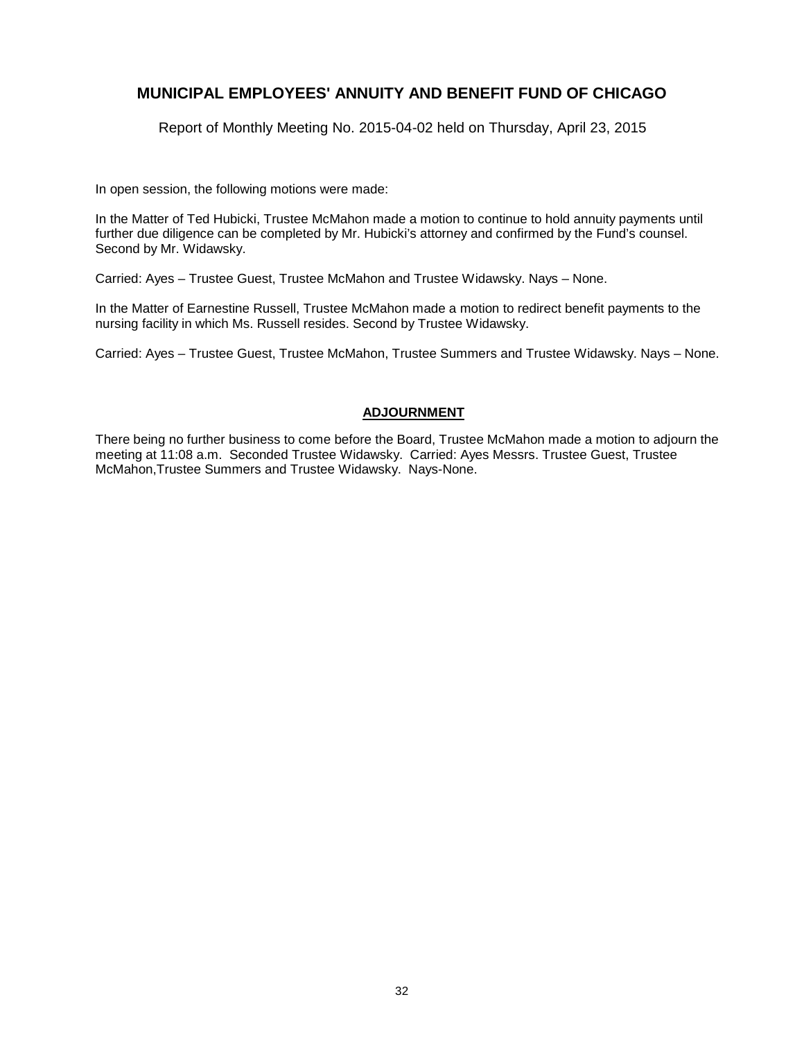# MUNICIPAL EMPLOYEES' ANNUITY AND BENEFIT FUND OF CHICAGO

Report of Monthly Meeting No. 2015-04-02 held on Thursday, April 23, 2015

In open session, the following motions were made:

In the Matter of Ted Hubicki, Trustee McMahon made a motion to continue to hold annuity payments until further due diligence can be completed by Mr. Hubicki's attorney and confirmed by the Fund's counsel. Second by Mr. Widawsky.

Carried: Ayes – Trustee Guest, Trustee McMahon and Trustee Widawsky. Nays – None.

In the Matter of Earnestine Russell, Trustee McMahon made a motion to redirect benefit payments to the nursing facility in which Ms. Russell resides. Second by Trustee Widawsky.

Carried: Ayes – Trustee Guest, Trustee McMahon, Trustee Summers and Trustee Widawsky. Nays – None.

## ADJOURNMENT

There being no further business to come before the Board, Trustee McMahon made a motion to adjourn the meeting at 11:08 a.m. Seconded Trustee Widawsky. Carried: Ayes Messrs. Trustee Guest, Trustee McMahon,Trustee Summers and Trustee Widawsky. Nays-None.